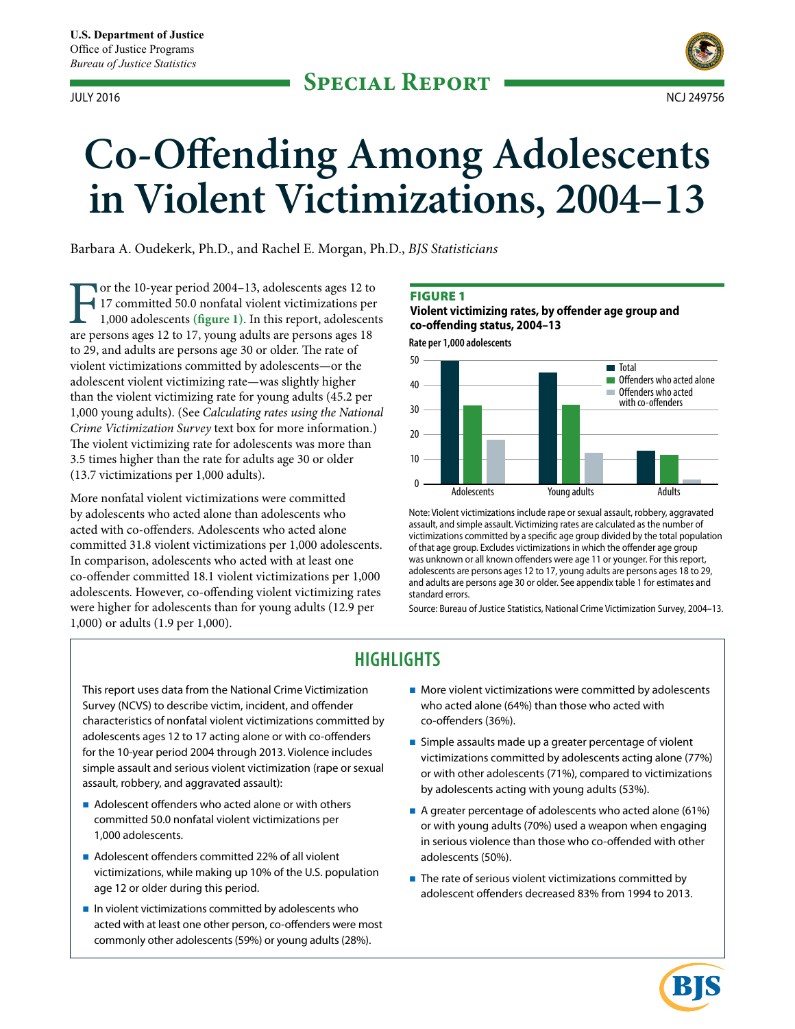U.S. Department of Justice
Office of Justice Programs
*Bureau of Justice Statistics*

**Special Report**

JULY 2016 NCJ 249756

# Co-Offending Among Adolescents in Violent Victimizations, 2004–13

Barbara A. Oudekerk, Ph.D., and Rachel E. Morgan, Ph.D., *BJS Statisticians*

For the 10-year period 2004–13, adolescents ages 12 to 17 committed 50.0 nonfatal violent victimizations per 1,000 adolescents **(figure 1)**. In this report, adolescents are persons ages 12 to 17, young adults are persons ages 18 to 29, and adults are persons age 30 or older. The rate of violent victimizations committed by adolescents—or the adolescent violent victimizing rate—was slightly higher than the violent victimizing rate for young adults (45.2 per 1,000 young adults). (See *Calculating rates using the National Crime Victimization Survey* text box for more information.) The violent victimizing rate for adolescents was more than 3.5 times higher than the rate for adults age 30 or older (13.7 victimizations per 1,000 adults).

More nonfatal violent victimizations were committed by adolescents who acted alone than adolescents who acted with co-offenders. Adolescents who acted alone committed 31.8 violent victimizations per 1,000 adolescents. In comparison, adolescents who acted with at least one co-offender committed 18.1 violent victimizations per 1,000 adolescents. However, co-offending violent victimizing rates were higher for adolescents than for young adults (12.9 per 1,000) or adults (1.9 per 1,000).

**FIGURE 1**
**Violent victimizing rates, by offender age group and co-offending status, 2004–13**

Rate per 1,000 adolescents

| | Total | Offenders who acted alone | Offenders who acted with co-offenders |
|---|---|---|---|
| Adolescents | 50.0 | 31.8 | 18.1 |
| Young adults | 45.2 | 32.2 | 12.9 |
| Adults | 13.7 | 11.9 | 1.9 |

Note: Violent victimizations include rape or sexual assault, robbery, aggravated assault, and simple assault. Victimizing rates are calculated as the number of victimizations committed by a specific age group divided by the total population of that age group. Excludes victimizations in which the offender age group was unknown or all known offenders were age 11 or younger. For this report, adolescents are persons ages 12 to 17, young adults are persons ages 18 to 29, and adults are persons age 30 or older. See appendix table 1 for estimates and standard errors.

Source: Bureau of Justice Statistics, National Crime Victimization Survey, 2004–13.

## HIGHLIGHTS

This report uses data from the National Crime Victimization Survey (NCVS) to describe victim, incident, and offender characteristics of nonfatal violent victimizations committed by adolescents ages 12 to 17 acting alone or with co-offenders for the 10-year period 2004 through 2013. Violence includes simple assault and serious violent victimization (rape or sexual assault, robbery, and aggravated assault):

- Adolescent offenders who acted alone or with others committed 50.0 nonfatal violent victimizations per 1,000 adolescents.
- Adolescent offenders committed 22% of all violent victimizations, while making up 10% of the U.S. population age 12 or older during this period.
- In violent victimizations committed by adolescents who acted with at least one other person, co-offenders were most commonly other adolescents (59%) or young adults (28%).
- More violent victimizations were committed by adolescents who acted alone (64%) than those who acted with co-offenders (36%).
- Simple assaults made up a greater percentage of violent victimizations committed by adolescents acting alone (77%) or with other adolescents (71%), compared to victimizations by adolescents acting with young adults (53%).
- A greater percentage of adolescents who acted alone (61%) or with young adults (70%) used a weapon when engaging in serious violence than those who co-offended with other adolescents (50%).
- The rate of serious violent victimizations committed by adolescent offenders decreased 83% from 1994 to 2013.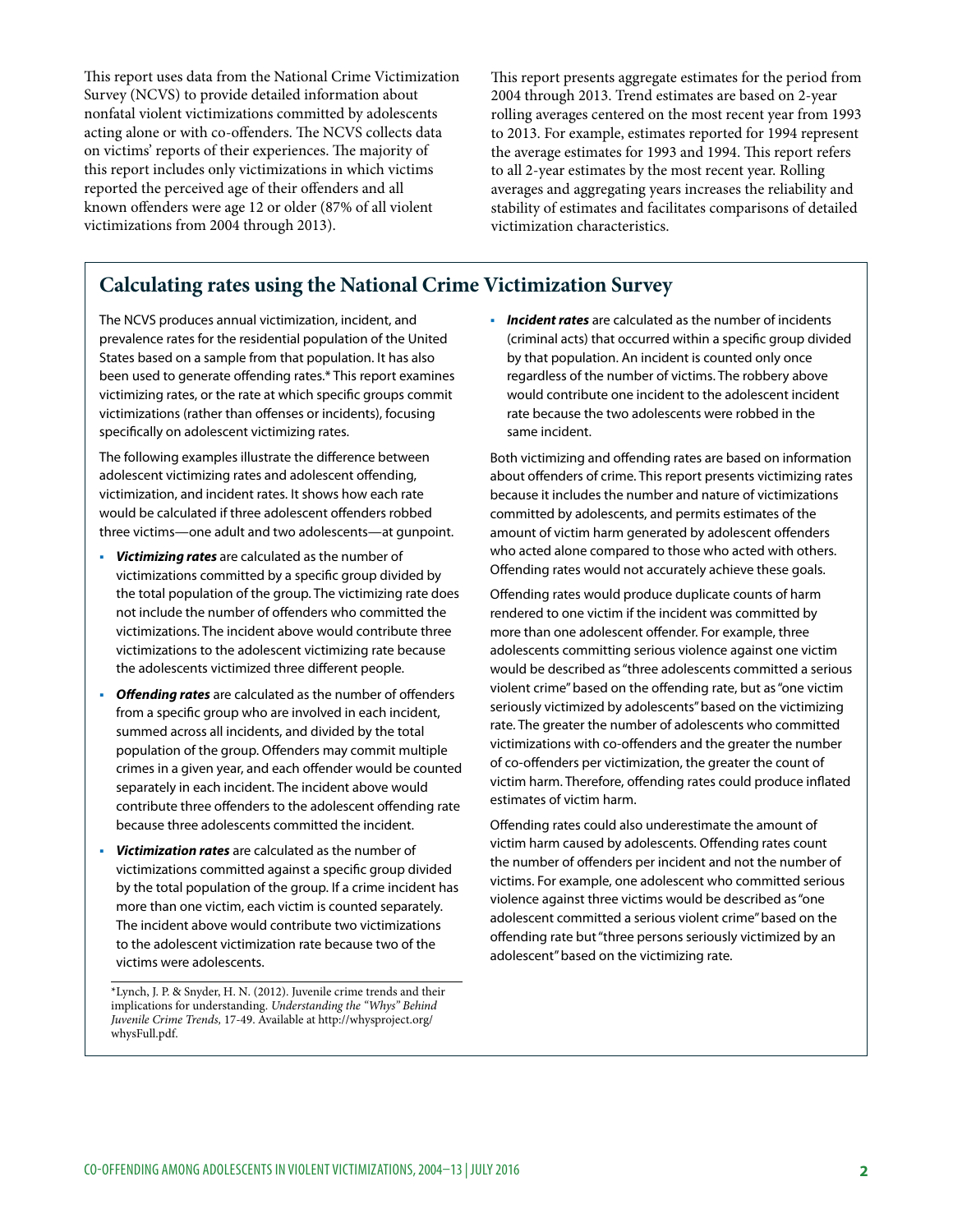This report uses data from the National Crime Victimization Survey (NCVS) to provide detailed information about nonfatal violent victimizations committed by adolescents acting alone or with co-offenders. The NCVS collects data on victims' reports of their experiences. The majority of this report includes only victimizations in which victims reported the perceived age of their offenders and all known offenders were age 12 or older (87% of all violent victimizations from 2004 through 2013).

This report presents aggregate estimates for the period from 2004 through 2013. Trend estimates are based on 2-year rolling averages centered on the most recent year from 1993 to 2013. For example, estimates reported for 1994 represent the average estimates for 1993 and 1994. This report refers to all 2-year estimates by the most recent year. Rolling averages and aggregating years increases the reliability and stability of estimates and facilitates comparisons of detailed victimization characteristics.

## Calculating rates using the National Crime Victimization Survey

The NCVS produces annual victimization, incident, and prevalence rates for the residential population of the United States based on a sample from that population. It has also been used to generate offending rates.* This report examines victimizing rates, or the rate at which specific groups commit victimizations (rather than offenses or incidents), focusing specifically on adolescent victimizing rates.

The following examples illustrate the difference between adolescent victimizing rates and adolescent offending, victimization, and incident rates. It shows how each rate would be calculated if three adolescent offenders robbed three victims—one adult and two adolescents—at gunpoint.

- ***Victimizing rates*** are calculated as the number of victimizations committed by a specific group divided by the total population of the group. The victimizing rate does not include the number of offenders who committed the victimizations. The incident above would contribute three victimizations to the adolescent victimizing rate because the adolescents victimized three different people.
- ***Offending rates*** are calculated as the number of offenders from a specific group who are involved in each incident, summed across all incidents, and divided by the total population of the group. Offenders may commit multiple crimes in a given year, and each offender would be counted separately in each incident. The incident above would contribute three offenders to the adolescent offending rate because three adolescents committed the incident.
- ***Victimization rates*** are calculated as the number of victimizations committed against a specific group divided by the total population of the group. If a crime incident has more than one victim, each victim is counted separately. The incident above would contribute two victimizations to the adolescent victimization rate because two of the victims were adolescents.
- ***Incident rates*** are calculated as the number of incidents (criminal acts) that occurred within a specific group divided by that population. An incident is counted only once regardless of the number of victims. The robbery above would contribute one incident to the adolescent incident rate because the two adolescents were robbed in the same incident.

Both victimizing and offending rates are based on information about offenders of crime. This report presents victimizing rates because it includes the number and nature of victimizations committed by adolescents, and permits estimates of the amount of victim harm generated by adolescent offenders who acted alone compared to those who acted with others. Offending rates would not accurately achieve these goals.

Offending rates would produce duplicate counts of harm rendered to one victim if the incident was committed by more than one adolescent offender. For example, three adolescents committing serious violence against one victim would be described as "three adolescents committed a serious violent crime" based on the offending rate, but as "one victim seriously victimized by adolescents" based on the victimizing rate. The greater the number of adolescents who committed victimizations with co-offenders and the greater the number of co-offenders per victimization, the greater the count of victim harm. Therefore, offending rates could produce inflated estimates of victim harm.

Offending rates could also underestimate the amount of victim harm caused by adolescents. Offending rates count the number of offenders per incident and not the number of victims. For example, one adolescent who committed serious violence against three victims would be described as "one adolescent committed a serious violent crime" based on the offending rate but "three persons seriously victimized by an adolescent" based on the victimizing rate.

*Lynch, J. P. & Snyder, H. N. (2012). Juvenile crime trends and their implications for understanding. *Understanding the "Whys" Behind Juvenile Crime Trends*, 17-49. Available at http://whysproject.org/whysFull.pdf.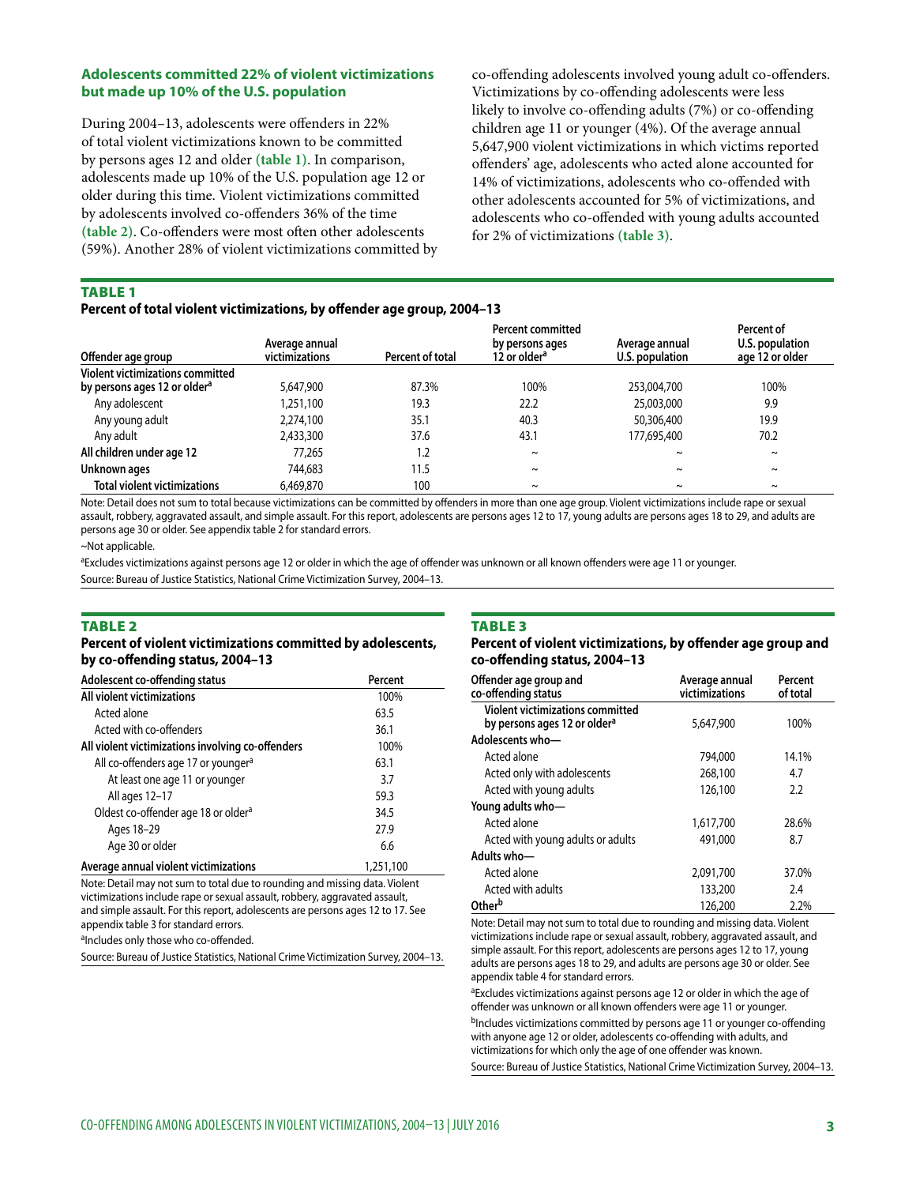### Adolescents committed 22% of violent victimizations but made up 10% of the U.S. population

During 2004–13, adolescents were offenders in 22% of total violent victimizations known to be committed by persons ages 12 and older **(table 1)**. In comparison, adolescents made up 10% of the U.S. population age 12 or older during this time. Violent victimizations committed by adolescents involved co-offenders 36% of the time **(table 2)**. Co-offenders were most often other adolescents (59%). Another 28% of violent victimizations committed by co-offending adolescents involved young adult co-offenders. Victimizations by co-offending adolescents were less likely to involve co-offending adults (7%) or co-offending children age 11 or younger (4%). Of the average annual 5,647,900 violent victimizations in which victims reported offenders' age, adolescents who acted alone accounted for 14% of victimizations, adolescents who co-offended with other adolescents accounted for 5% of victimizations, and adolescents who co-offended with young adults accounted for 2% of victimizations **(table 3)**.

**TABLE 1**

**Percent of total violent victimizations, by offender age group, 2004–13**

| Offender age group | Average annual victimizations | Percent of total | Percent committed by persons ages 12 or older[a] | Average annual U.S. population | Percent of U.S. population age 12 or older |
|---|---|---|---|---|---|
| **Violent victimizations committed by persons ages 12 or older[a]** | 5,647,900 | 87.3% | 100% | 253,004,700 | 100% |
| Any adolescent | 1,251,100 | 19.3 | 22.2 | 25,003,000 | 9.9 |
| Any young adult | 2,274,100 | 35.1 | 40.3 | 50,306,400 | 19.9 |
| Any adult | 2,433,300 | 37.6 | 43.1 | 177,695,400 | 70.2 |
| **All children under age 12** | 77,265 | 1.2 | ~ | ~ | ~ |
| **Unknown ages** | 744,683 | 11.5 | ~ | ~ | ~ |
| **Total violent victimizations** | 6,469,870 | 100 | ~ | ~ | ~ |

Note: Detail does not sum to total because victimizations can be committed by offenders in more than one age group. Violent victimizations include rape or sexual assault, robbery, aggravated assault, and simple assault. For this report, adolescents are persons ages 12 to 17, young adults are persons ages 18 to 29, and adults are persons age 30 or older. See appendix table 2 for standard errors.

~Not applicable.

[a]Excludes victimizations against persons age 12 or older in which the age of offender was unknown or all known offenders were age 11 or younger.

Source: Bureau of Justice Statistics, National Crime Victimization Survey, 2004–13.

**TABLE 2**

**Percent of violent victimizations committed by adolescents, by co-offending status, 2004–13**

| Adolescent co-offending status | Percent |
|---|---|
| **All violent victimizations** | 100% |
| Acted alone | 63.5 |
| Acted with co-offenders | 36.1 |
| **All violent victimizations involving co-offenders** | 100% |
| All co-offenders age 17 or younger[a] | 63.1 |
| At least one age 11 or younger | 3.7 |
| All ages 12–17 | 59.3 |
| Oldest co-offender age 18 or older[a] | 34.5 |
| Ages 18–29 | 27.9 |
| Age 30 or older | 6.6 |
| **Average annual violent victimizations** | 1,251,100 |

Note: Detail may not sum to total due to rounding and missing data. Violent victimizations include rape or sexual assault, robbery, aggravated assault, and simple assault. For this report, adolescents are persons ages 12 to 17. See appendix table 3 for standard errors.

[a]Includes only those who co-offended.

Source: Bureau of Justice Statistics, National Crime Victimization Survey, 2004–13.

**TABLE 3**

**Percent of violent victimizations, by offender age group and co-offending status, 2004–13**

| Offender age group and co-offending status | Average annual victimizations | Percent of total |
|---|---|---|
| **Violent victimizations committed by persons ages 12 or older[a]** | 5,647,900 | 100% |
| **Adolescents who—** | | |
| Acted alone | 794,000 | 14.1% |
| Acted only with adolescents | 268,100 | 4.7 |
| Acted with young adults | 126,100 | 2.2 |
| **Young adults who—** | | |
| Acted alone | 1,617,700 | 28.6% |
| Acted with young adults or adults | 491,000 | 8.7 |
| **Adults who—** | | |
| Acted alone | 2,091,700 | 37.0% |
| Acted with adults | 133,200 | 2.4 |
| **Other[b]** | 126,200 | 2.2% |

Note: Detail may not sum to total due to rounding and missing data. Violent victimizations include rape or sexual assault, robbery, aggravated assault, and simple assault. For this report, adolescents are persons ages 12 to 17, young adults are persons ages 18 to 29, and adults are persons age 30 or older. See appendix table 4 for standard errors.

[a]Excludes victimizations against persons age 12 or older in which the age of offender was unknown or all known offenders were age 11 or younger.

[b]Includes victimizations committed by persons age 11 or younger co-offending with anyone age 12 or older, adolescents co-offending with adults, and victimizations for which only the age of one offender was known.

Source: Bureau of Justice Statistics, National Crime Victimization Survey, 2004–13.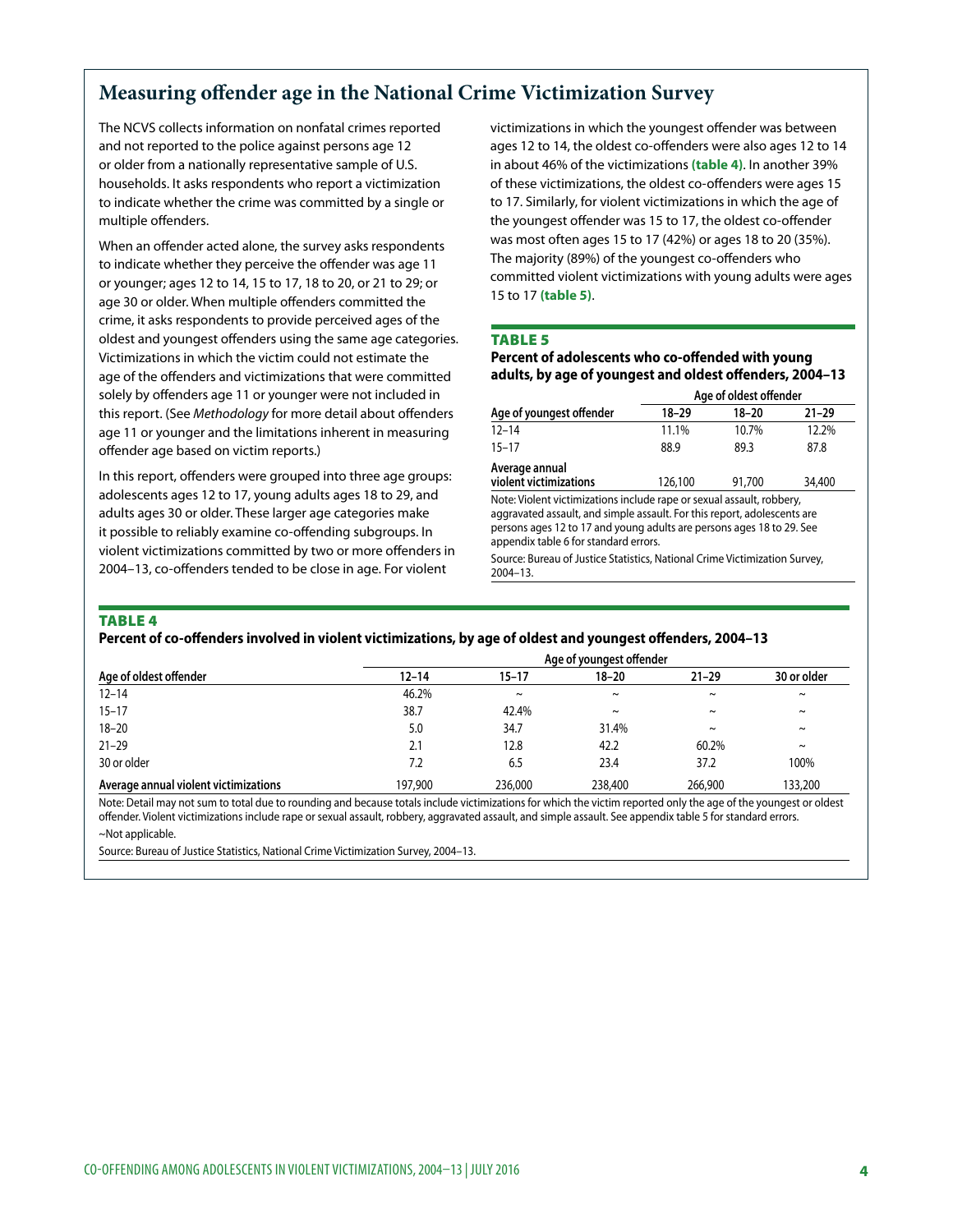## Measuring offender age in the National Crime Victimization Survey

The NCVS collects information on nonfatal crimes reported and not reported to the police against persons age 12 or older from a nationally representative sample of U.S. households. It asks respondents who report a victimization to indicate whether the crime was committed by a single or multiple offenders.

When an offender acted alone, the survey asks respondents to indicate whether they perceive the offender was age 11 or younger; ages 12 to 14, 15 to 17, 18 to 20, or 21 to 29; or age 30 or older. When multiple offenders committed the crime, it asks respondents to provide perceived ages of the oldest and youngest offenders using the same age categories. Victimizations in which the victim could not estimate the age of the offenders and victimizations that were committed solely by offenders age 11 or younger were not included in this report. (See *Methodology* for more detail about offenders age 11 or younger and the limitations inherent in measuring offender age based on victim reports.)

In this report, offenders were grouped into three age groups: adolescents ages 12 to 17, young adults ages 18 to 29, and adults ages 30 or older. These larger age categories make it possible to reliably examine co-offending subgroups. In violent victimizations committed by two or more offenders in 2004–13, co-offenders tended to be close in age. For violent victimizations in which the youngest offender was between ages 12 to 14, the oldest co-offenders were also ages 12 to 14 in about 46% of the victimizations **(table 4)**. In another 39% of these victimizations, the oldest co-offenders were ages 15 to 17. Similarly, for violent victimizations in which the age of the youngest offender was 15 to 17, the oldest co-offender was most often ages 15 to 17 (42%) or ages 18 to 20 (35%). The majority (89%) of the youngest co-offenders who committed violent victimizations with young adults were ages 15 to 17 **(table 5)**.

**TABLE 5**

**Percent of adolescents who co-offended with young adults, by age of youngest and oldest offenders, 2004–13**

| | Age of oldest offender | | |
|---|---|---|---|
| **Age of youngest offender** | **18–29** | **18–20** | **21–29** |
| 12–14 | 11.1% | 10.7% | 12.2% |
| 15–17 | 88.9 | 89.3 | 87.8 |
| **Average annual violent victimizations** | 126,100 | 91,700 | 34,400 |

Note: Violent victimizations include rape or sexual assault, robbery, aggravated assault, and simple assault. For this report, adolescents are persons ages 12 to 17 and young adults are persons ages 18 to 29. See appendix table 6 for standard errors.

Source: Bureau of Justice Statistics, National Crime Victimization Survey, 2004–13.

**TABLE 4**

**Percent of co-offenders involved in violent victimizations, by age of oldest and youngest offenders, 2004–13**

| | Age of youngest offender | | | | |
|---|---|---|---|---|---|
| **Age of oldest offender** | **12–14** | **15–17** | **18–20** | **21–29** | **30 or older** |
| 12–14 | 46.2% | ~ | ~ | ~ | ~ |
| 15–17 | 38.7 | 42.4% | ~ | ~ | ~ |
| 18–20 | 5.0 | 34.7 | 31.4% | ~ | ~ |
| 21–29 | 2.1 | 12.8 | 42.2 | 60.2% | ~ |
| 30 or older | 7.2 | 6.5 | 23.4 | 37.2 | 100% |
| **Average annual violent victimizations** | 197,900 | 236,000 | 238,400 | 266,900 | 133,200 |

Note: Detail may not sum to total due to rounding and because totals include victimizations for which the victim reported only the age of the youngest or oldest offender. Violent victimizations include rape or sexual assault, robbery, aggravated assault, and simple assault. See appendix table 5 for standard errors.

~Not applicable.

Source: Bureau of Justice Statistics, National Crime Victimization Survey, 2004–13.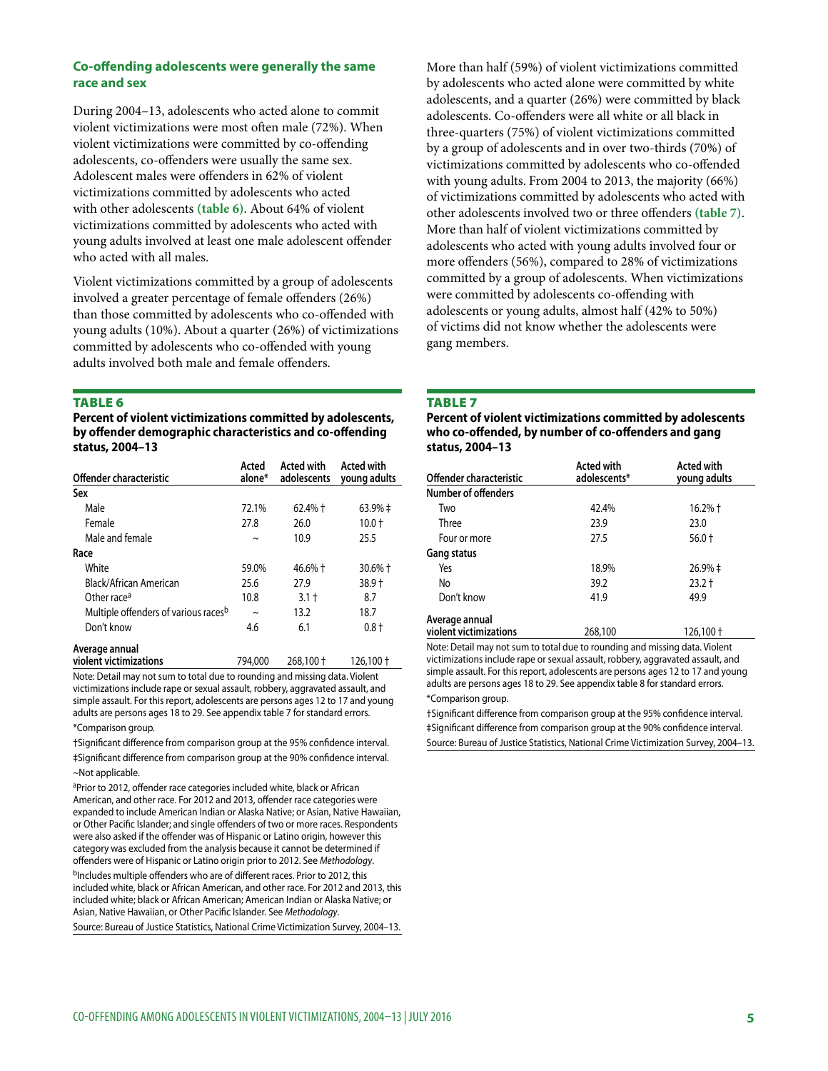### Co-offending adolescents were generally the same race and sex

During 2004–13, adolescents who acted alone to commit violent victimizations were most often male (72%). When violent victimizations were committed by co-offending adolescents, co-offenders were usually the same sex. Adolescent males were offenders in 62% of violent victimizations committed by adolescents who acted with other adolescents **(table 6)**. About 64% of violent victimizations committed by adolescents who acted with young adults involved at least one male adolescent offender who acted with all males.

Violent victimizations committed by a group of adolescents involved a greater percentage of female offenders (26%) than those committed by adolescents who co-offended with young adults (10%). About a quarter (26%) of victimizations committed by adolescents who co-offended with young adults involved both male and female offenders.

More than half (59%) of violent victimizations committed by adolescents who acted alone were committed by white adolescents, and a quarter (26%) were committed by black adolescents. Co-offenders were all white or all black in three-quarters (75%) of violent victimizations committed by a group of adolescents and in over two-thirds (70%) of victimizations committed by adolescents who co-offended with young adults. From 2004 to 2013, the majority (66%) of victimizations committed by adolescents who acted with other adolescents involved two or three offenders **(table 7)**. More than half of violent victimizations committed by adolescents who acted with young adults involved four or more offenders (56%), compared to 28% of victimizations committed by a group of adolescents. When victimizations were committed by adolescents co-offending with adolescents or young adults, almost half (42% to 50%) of victims did not know whether the adolescents were gang members.

**TABLE 6**
**Percent of violent victimizations committed by adolescents, by offender demographic characteristics and co-offending status, 2004–13**

| Offender characteristic | Acted alone* | Acted with adolescents | Acted with young adults |
|---|---|---|---|
| **Sex** | | | |
| Male | 72.1% | 62.4% † | 63.9% ‡ |
| Female | 27.8 | 26.0 | 10.0 † |
| Male and female | ~ | 10.9 | 25.5 |
| **Race** | | | |
| White | 59.0% | 46.6% † | 30.6% † |
| Black/African American | 25.6 | 27.9 | 38.9 † |
| Other race[a] | 10.8 | 3.1 † | 8.7 |
| Multiple offenders of various races[b] | ~ | 13.2 | 18.7 |
| Don't know | 4.6 | 6.1 | 0.8 † |
| **Average annual violent victimizations** | 794,000 | 268,100 † | 126,100 † |

Note: Detail may not sum to total due to rounding and missing data. Violent victimizations include rape or sexual assault, robbery, aggravated assault, and simple assault. For this report, adolescents are persons ages 12 to 17 and young adults are persons ages 18 to 29. See appendix table 7 for standard errors.

*Comparison group.

†Significant difference from comparison group at the 95% confidence interval.

‡Significant difference from comparison group at the 90% confidence interval.

~Not applicable.

[a]Prior to 2012, offender race categories included white, black or African American, and other race. For 2012 and 2013, offender race categories were expanded to include American Indian or Alaska Native; or Asian, Native Hawaiian, or Other Pacific Islander; and single offenders of two or more races. Respondents were also asked if the offender was of Hispanic or Latino origin, however this category was excluded from the analysis because it cannot be determined if offenders were of Hispanic or Latino origin prior to 2012. See *Methodology*.

[b]Includes multiple offenders who are of different races. Prior to 2012, this included white, black or African American, and other race. For 2012 and 2013, this included white; black or African American; American Indian or Alaska Native; or Asian, Native Hawaiian, or Other Pacific Islander. See *Methodology*.

Source: Bureau of Justice Statistics, National Crime Victimization Survey, 2004–13.

**TABLE 7**
**Percent of violent victimizations committed by adolescents who co-offended, by number of co-offenders and gang status, 2004–13**

| Offender characteristic | Acted with adolescents* | Acted with young adults |
|---|---|---|
| **Number of offenders** | | |
| Two | 42.4% | 16.2% † |
| Three | 23.9 | 23.0 |
| Four or more | 27.5 | 56.0 † |
| **Gang status** | | |
| Yes | 18.9% | 26.9% ‡ |
| No | 39.2 | 23.2 † |
| Don't know | 41.9 | 49.9 |
| **Average annual violent victimizations** | 268,100 | 126,100 † |

Note: Detail may not sum to total due to rounding and missing data. Violent victimizations include rape or sexual assault, robbery, aggravated assault, and simple assault. For this report, adolescents are persons ages 12 to 17 and young adults are persons ages 18 to 29. See appendix table 8 for standard errors.

*Comparison group.

†Significant difference from comparison group at the 95% confidence interval.

‡Significant difference from comparison group at the 90% confidence interval.

Source: Bureau of Justice Statistics, National Crime Victimization Survey, 2004–13.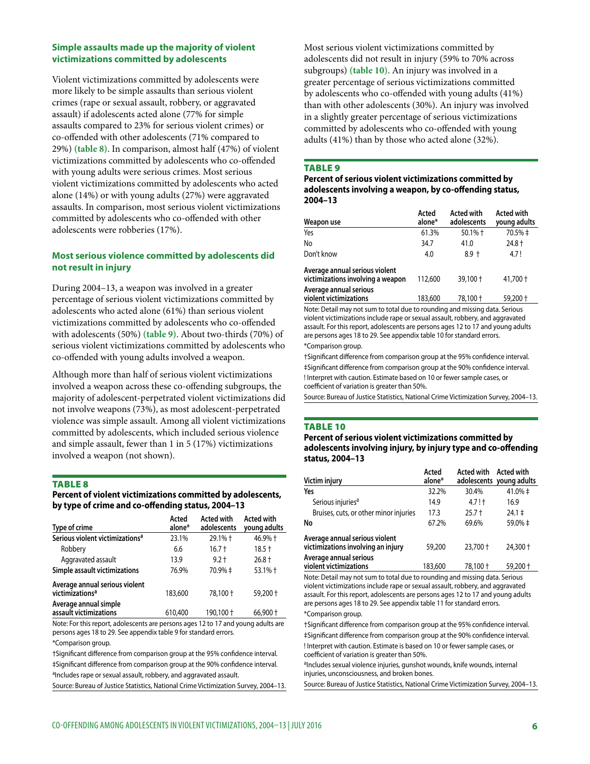## Simple assaults made up the majority of violent victimizations committed by adolescents

Violent victimizations committed by adolescents were more likely to be simple assaults than serious violent crimes (rape or sexual assault, robbery, or aggravated assault) if adolescents acted alone (77% for simple assaults compared to 23% for serious violent crimes) or co-offended with other adolescents (71% compared to 29%) **(table 8)**. In comparison, almost half (47%) of violent victimizations committed by adolescents who co-offended with young adults were serious crimes. Most serious violent victimizations committed by adolescents who acted alone (14%) or with young adults (27%) were aggravated assaults. In comparison, most serious violent victimizations committed by adolescents who co-offended with other adolescents were robberies (17%).

## Most serious violence committed by adolescents did not result in injury

During 2004–13, a weapon was involved in a greater percentage of serious violent victimizations committed by adolescents who acted alone (61%) than serious violent victimizations committed by adolescents who co-offended with adolescents (50%) **(table 9)**. About two-thirds (70%) of serious violent victimizations committed by adolescents who co-offended with young adults involved a weapon.

Although more than half of serious violent victimizations involved a weapon across these co-offending subgroups, the majority of adolescent-perpetrated violent victimizations did not involve weapons (73%), as most adolescent-perpetrated violence was simple assault. Among all violent victimizations committed by adolescents, which included serious violence and simple assault, fewer than 1 in 5 (17%) victimizations involved a weapon (not shown).

### TABLE 8

**Percent of violent victimizations committed by adolescents, by type of crime and co-offending status, 2004–13**

| Type of crime | Acted alone* | Acted with adolescents | Acted with young adults |
|---|---|---|---|
| Serious violent victimizations[a] | 23.1% | 29.1% † | 46.9% † |
| Robbery | 6.6 | 16.7 † | 18.5 † |
| Aggravated assault | 13.9 | 9.2 † | 26.8 † |
| Simple assault victimizations | 76.9% | 70.9% ‡ | 53.1% † |
| Average annual serious violent victimizations[a] | 183,600 | 78,100 † | 59,200 † |
| Average annual simple assault victimizations | 610,400 | 190,100 † | 66,900 † |

Note: For this report, adolescents are persons ages 12 to 17 and young adults are persons ages 18 to 29. See appendix table 9 for standard errors.

*Comparison group.

†Significant difference from comparison group at the 95% confidence interval.

‡Significant difference from comparison group at the 90% confidence interval.

[a]Includes rape or sexual assault, robbery, and aggravated assault.

Source: Bureau of Justice Statistics, National Crime Victimization Survey, 2004–13.

Most serious violent victimizations committed by adolescents did not result in injury (59% to 70% across subgroups) **(table 10)**. An injury was involved in a greater percentage of serious victimizations committed by adolescents who co-offended with young adults (41%) than with other adolescents (30%). An injury was involved in a slightly greater percentage of serious victimizations committed by adolescents who co-offended with young adults (41%) than by those who acted alone (32%).

### TABLE 9

**Percent of serious violent victimizations committed by adolescents involving a weapon, by co-offending status, 2004–13**

| Weapon use | Acted alone* | Acted with adolescents | Acted with young adults |
|---|---|---|---|
| Yes | 61.3% | 50.1% † | 70.5% ‡ |
| No | 34.7 | 41.0 | 24.8 † |
| Don't know | 4.0 | 8.9 † | 4.7 ! |
| Average annual serious violent victimizations involving a weapon | 112,600 | 39,100 † | 41,700 † |
| Average annual serious violent victimizations | 183,600 | 78,100 † | 59,200 † |

Note: Detail may not sum to total due to rounding and missing data. Serious violent victimizations include rape or sexual assault, robbery, and aggravated assault. For this report, adolescents are persons ages 12 to 17 and young adults are persons ages 18 to 29. See appendix table 10 for standard errors.

*Comparison group.

†Significant difference from comparison group at the 95% confidence interval.

‡Significant difference from comparison group at the 90% confidence interval.

! Interpret with caution. Estimate based on 10 or fewer sample cases, or coefficient of variation is greater than 50%.

Source: Bureau of Justice Statistics, National Crime Victimization Survey, 2004–13.

### TABLE 10

**Percent of serious violent victimizations committed by adolescents involving injury, by injury type and co-offending status, 2004–13**

| Victim injury | Acted alone* | Acted with adolescents | Acted with young adults |
|---|---|---|---|
| Yes | 32.2% | 30.4% | 41.0% ‡ |
| Serious injuries[a] | 14.9 | 4.7 ! † | 16.9 |
| Bruises, cuts, or other minor injuries | 17.3 | 25.7 † | 24.1 ‡ |
| No | 67.2% | 69.6% | 59.0% ‡ |
| Average annual serious violent victimizations involving an injury | 59,200 | 23,700 † | 24,300 † |
| Average annual serious violent victimizations | 183,600 | 78,100 † | 59,200 † |

Note: Detail may not sum to total due to rounding and missing data. Serious violent victimizations include rape or sexual assault, robbery, and aggravated assault. For this report, adolescents are persons ages 12 to 17 and young adults are persons ages 18 to 29. See appendix table 11 for standard errors.

*Comparison group.

†Significant difference from comparison group at the 95% confidence interval.

‡Significant difference from comparison group at the 90% confidence interval.

! Interpret with caution. Estimate is based on 10 or fewer sample cases, or coefficient of variation is greater than 50%.

[a]Includes sexual violence injuries, gunshot wounds, knife wounds, internal injuries, unconsciousness, and broken bones.

Source: Bureau of Justice Statistics, National Crime Victimization Survey, 2004–13.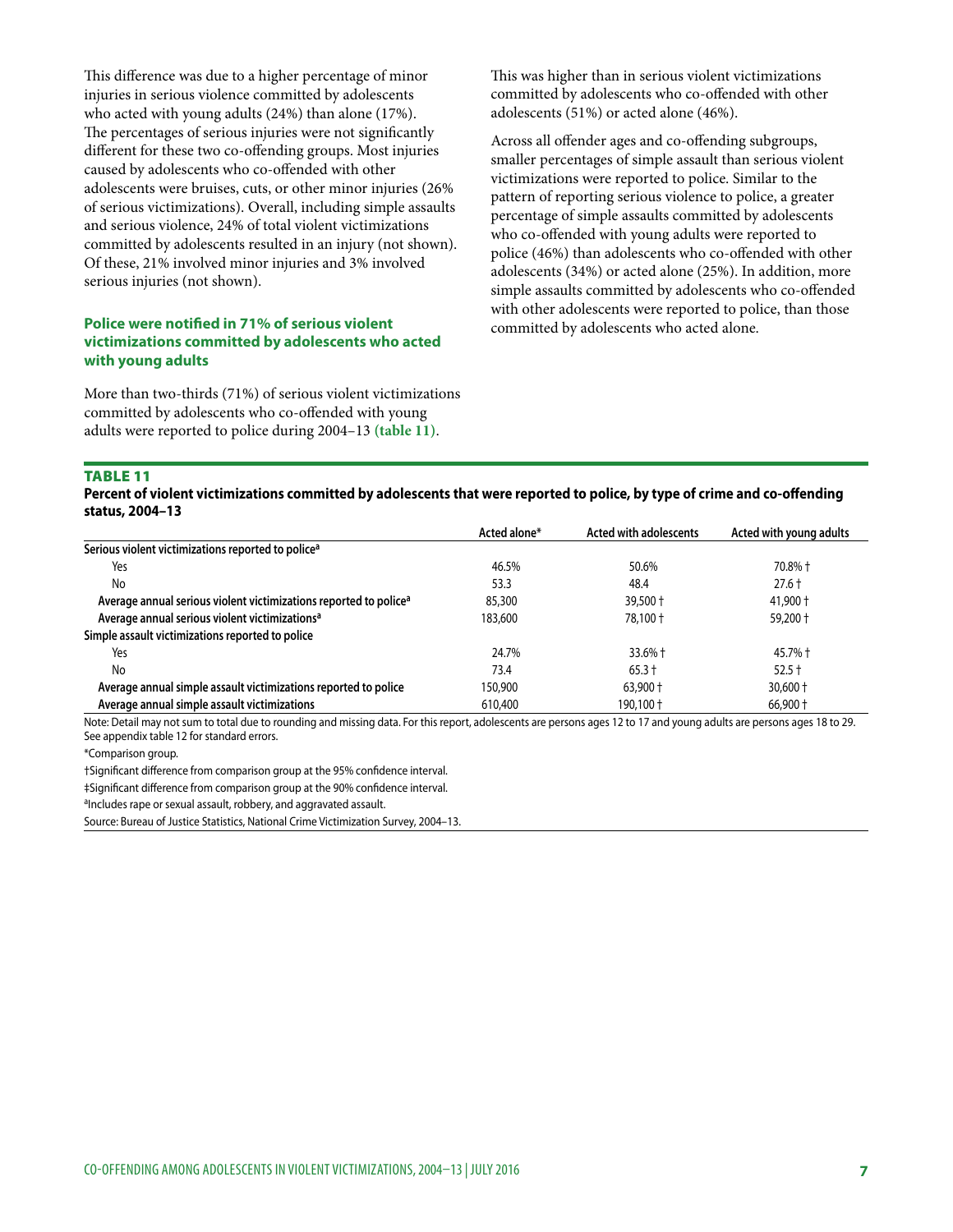This difference was due to a higher percentage of minor injuries in serious violence committed by adolescents who acted with young adults (24%) than alone (17%). The percentages of serious injuries were not significantly different for these two co-offending groups. Most injuries caused by adolescents who co-offended with other adolescents were bruises, cuts, or other minor injuries (26% of serious victimizations). Overall, including simple assaults and serious violence, 24% of total violent victimizations committed by adolescents resulted in an injury (not shown). Of these, 21% involved minor injuries and 3% involved serious injuries (not shown).

### Police were notified in 71% of serious violent victimizations committed by adolescents who acted with young adults

More than two-thirds (71%) of serious violent victimizations committed by adolescents who co-offended with young adults were reported to police during 2004–13 **(table 11)**. This was higher than in serious violent victimizations committed by adolescents who co-offended with other adolescents (51%) or acted alone (46%).

Across all offender ages and co-offending subgroups, smaller percentages of simple assault than serious violent victimizations were reported to police. Similar to the pattern of reporting serious violence to police, a greater percentage of simple assaults committed by adolescents who co-offended with young adults were reported to police (46%) than adolescents who co-offended with other adolescents (34%) or acted alone (25%). In addition, more simple assaults committed by adolescents who co-offended with other adolescents were reported to police, than those committed by adolescents who acted alone.

**TABLE 11**

**Percent of violent victimizations committed by adolescents that were reported to police, by type of crime and co-offending status, 2004–13**

| | Acted alone* | Acted with adolescents | Acted with young adults |
|---|---|---|---|
| **Serious violent victimizations reported to police[a]** | | | |
| Yes | 46.5% | 50.6% | 70.8% † |
| No | 53.3 | 48.4 | 27.6 † |
| **Average annual serious violent victimizations reported to police[a]** | 85,300 | 39,500 † | 41,900 † |
| **Average annual serious violent victimizations[a]** | 183,600 | 78,100 † | 59,200 † |
| **Simple assault victimizations reported to police** | | | |
| Yes | 24.7% | 33.6% † | 45.7% † |
| No | 73.4 | 65.3 † | 52.5 † |
| **Average annual simple assault victimizations reported to police** | 150,900 | 63,900 † | 30,600 † |
| **Average annual simple assault victimizations** | 610,400 | 190,100 † | 66,900 † |

Note: Detail may not sum to total due to rounding and missing data. For this report, adolescents are persons ages 12 to 17 and young adults are persons ages 18 to 29. See appendix table 12 for standard errors.

*Comparison group.

†Significant difference from comparison group at the 95% confidence interval.

‡Significant difference from comparison group at the 90% confidence interval.

[a]Includes rape or sexual assault, robbery, and aggravated assault.

Source: Bureau of Justice Statistics, National Crime Victimization Survey, 2004–13.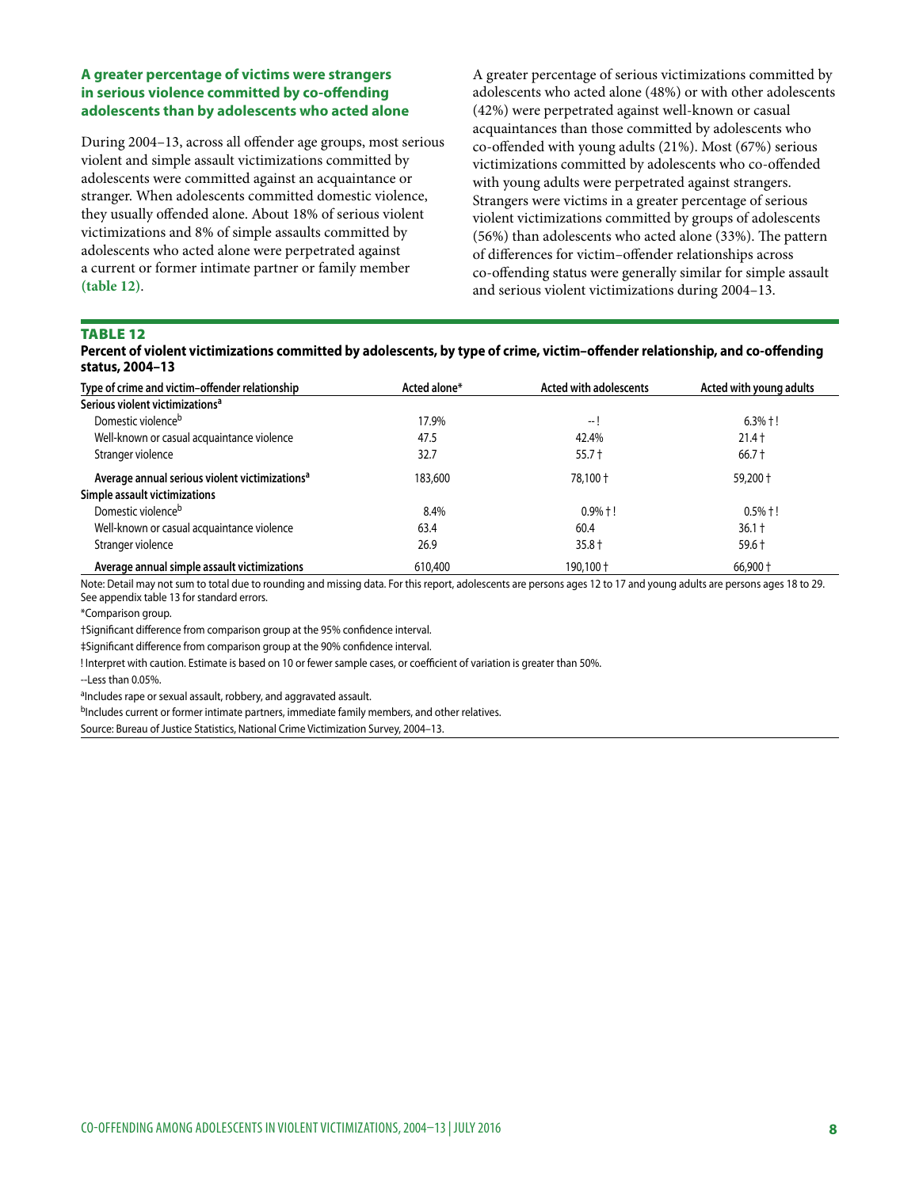### A greater percentage of victims were strangers in serious violence committed by co-offending adolescents than by adolescents who acted alone

During 2004–13, across all offender age groups, most serious violent and simple assault victimizations committed by adolescents were committed against an acquaintance or stranger. When adolescents committed domestic violence, they usually offended alone. About 18% of serious violent victimizations and 8% of simple assaults committed by adolescents who acted alone were perpetrated against a current or former intimate partner or family member **(table 12)**.

A greater percentage of serious victimizations committed by adolescents who acted alone (48%) or with other adolescents (42%) were perpetrated against well-known or casual acquaintances than those committed by adolescents who co-offended with young adults (21%). Most (67%) serious victimizations committed by adolescents who co-offended with young adults were perpetrated against strangers. Strangers were victims in a greater percentage of serious violent victimizations committed by groups of adolescents (56%) than adolescents who acted alone (33%). The pattern of differences for victim–offender relationships across co-offending status were generally similar for simple assault and serious violent victimizations during 2004–13.

**TABLE 12**

**Percent of violent victimizations committed by adolescents, by type of crime, victim–offender relationship, and co-offending status, 2004–13**

| Type of crime and victim–offender relationship | Acted alone* | Acted with adolescents | Acted with young adults |
|---|---|---|---|
| **Serious violent victimizations[a]** | | | |
| Domestic violence[b] | 17.9% | -- ! | 6.3% † ! |
| Well-known or casual acquaintance violence | 47.5 | 42.4% | 21.4 † |
| Stranger violence | 32.7 | 55.7 † | 66.7 † |
| **Average annual serious violent victimizations[a]** | 183,600 | 78,100 † | 59,200 † |
| **Simple assault victimizations** | | | |
| Domestic violence[b] | 8.4% | 0.9% † ! | 0.5% † ! |
| Well-known or casual acquaintance violence | 63.4 | 60.4 | 36.1 † |
| Stranger violence | 26.9 | 35.8 † | 59.6 † |
| **Average annual simple assault victimizations** | 610,400 | 190,100 † | 66,900 † |

Note: Detail may not sum to total due to rounding and missing data. For this report, adolescents are persons ages 12 to 17 and young adults are persons ages 18 to 29. See appendix table 13 for standard errors.

*Comparison group.

†Significant difference from comparison group at the 95% confidence interval.

‡Significant difference from comparison group at the 90% confidence interval.

! Interpret with caution. Estimate is based on 10 or fewer sample cases, or coefficient of variation is greater than 50%.

--Less than 0.05%.

[a]Includes rape or sexual assault, robbery, and aggravated assault.

[b]Includes current or former intimate partners, immediate family members, and other relatives.

Source: Bureau of Justice Statistics, National Crime Victimization Survey, 2004–13.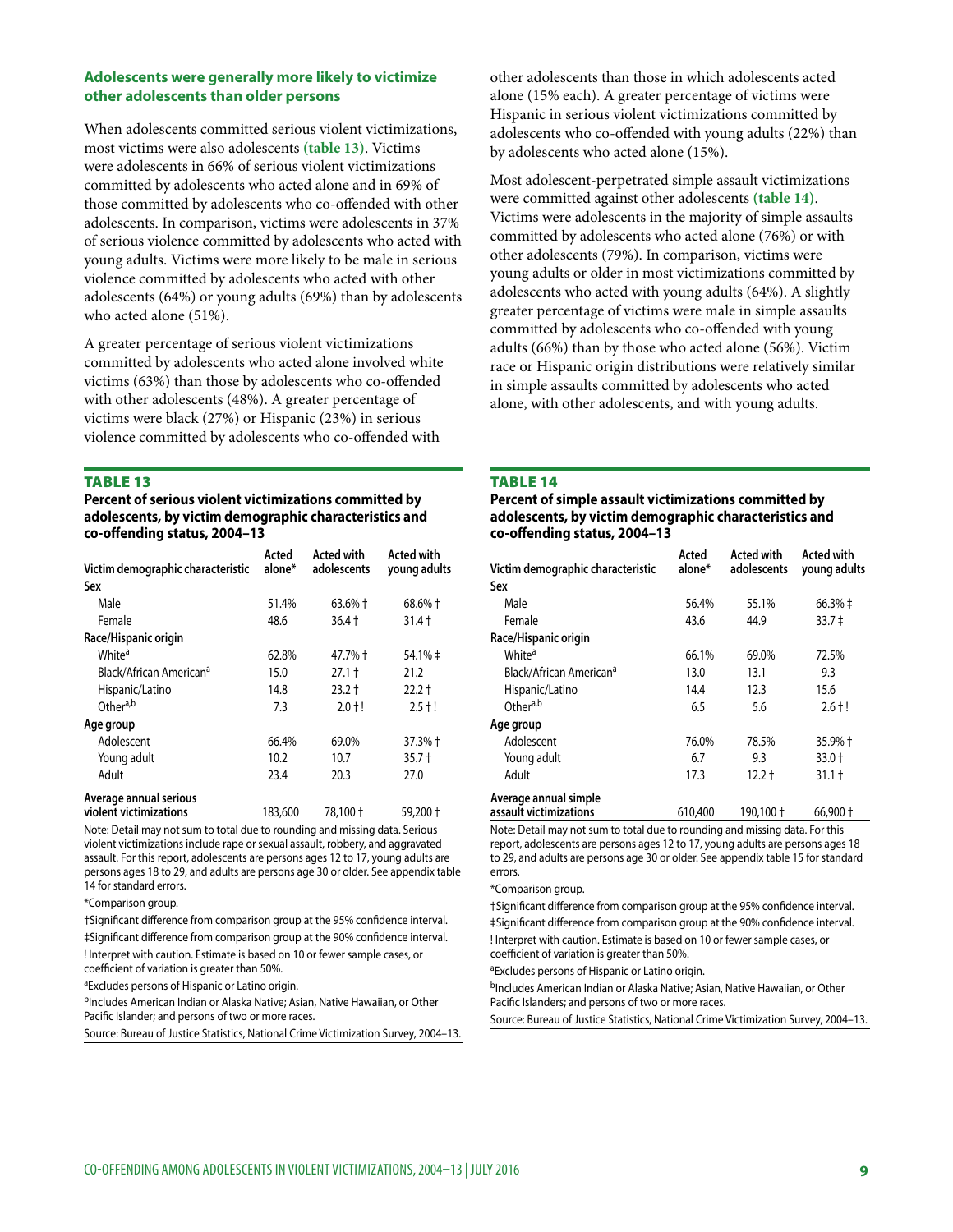### Adolescents were generally more likely to victimize other adolescents than older persons

When adolescents committed serious violent victimizations, most victims were also adolescents **(table 13)**. Victims were adolescents in 66% of serious violent victimizations committed by adolescents who acted alone and in 69% of those committed by adolescents who co-offended with other adolescents. In comparison, victims were adolescents in 37% of serious violence committed by adolescents who acted with young adults. Victims were more likely to be male in serious violence committed by adolescents who acted with other adolescents (64%) or young adults (69%) than by adolescents who acted alone (51%).

A greater percentage of serious violent victimizations committed by adolescents who acted alone involved white victims (63%) than those by adolescents who co-offended with other adolescents (48%). A greater percentage of victims were black (27%) or Hispanic (23%) in serious violence committed by adolescents who co-offended with other adolescents than those in which adolescents acted alone (15% each). A greater percentage of victims were Hispanic in serious violent victimizations committed by adolescents who co-offended with young adults (22%) than by adolescents who acted alone (15%).

Most adolescent-perpetrated simple assault victimizations were committed against other adolescents **(table 14)**. Victims were adolescents in the majority of simple assaults committed by adolescents who acted alone (76%) or with other adolescents (79%). In comparison, victims were young adults or older in most victimizations committed by adolescents who acted with young adults (64%). A slightly greater percentage of victims were male in simple assaults committed by adolescents who co-offended with young adults (66%) than by those who acted alone (56%). Victim race or Hispanic origin distributions were relatively similar in simple assaults committed by adolescents who acted alone, with other adolescents, and with young adults.

**TABLE 13**

**Percent of serious violent victimizations committed by adolescents, by victim demographic characteristics and co-offending status, 2004–13**

| Victim demographic characteristic | Acted alone* | Acted with adolescents | Acted with young adults |
|---|---|---|---|
| **Sex** | | | |
| Male | 51.4% | 63.6% † | 68.6% † |
| Female | 48.6 | 36.4 † | 31.4 † |
| **Race/Hispanic origin** | | | |
| White[a] | 62.8% | 47.7% † | 54.1% ‡ |
| Black/African American[a] | 15.0 | 27.1 † | 21.2 |
| Hispanic/Latino | 14.8 | 23.2 † | 22.2 † |
| Other[a,b] | 7.3 | 2.0 † ! | 2.5 † ! |
| **Age group** | | | |
| Adolescent | 66.4% | 69.0% | 37.3% † |
| Young adult | 10.2 | 10.7 | 35.7 † |
| Adult | 23.4 | 20.3 | 27.0 |
| **Average annual serious violent victimizations** | 183,600 | 78,100 † | 59,200 † |

Note: Detail may not sum to total due to rounding and missing data. Serious violent victimizations include rape or sexual assault, robbery, and aggravated assault. For this report, adolescents are persons ages 12 to 17, young adults are persons ages 18 to 29, and adults are persons age 30 or older. See appendix table 14 for standard errors.

*Comparison group.

†Significant difference from comparison group at the 95% confidence interval.

‡Significant difference from comparison group at the 90% confidence interval.

! Interpret with caution. Estimate is based on 10 or fewer sample cases, or coefficient of variation is greater than 50%.

[a]Excludes persons of Hispanic or Latino origin.

[b]Includes American Indian or Alaska Native; Asian, Native Hawaiian, or Other Pacific Islander; and persons of two or more races.

Source: Bureau of Justice Statistics, National Crime Victimization Survey, 2004–13.

**TABLE 14**

**Percent of simple assault victimizations committed by adolescents, by victim demographic characteristics and co-offending status, 2004–13**

| Victim demographic characteristic | Acted alone* | Acted with adolescents | Acted with young adults |
|---|---|---|---|
| **Sex** | | | |
| Male | 56.4% | 55.1% | 66.3% ‡ |
| Female | 43.6 | 44.9 | 33.7 ‡ |
| **Race/Hispanic origin** | | | |
| White[a] | 66.1% | 69.0% | 72.5% |
| Black/African American[a] | 13.0 | 13.1 | 9.3 |
| Hispanic/Latino | 14.4 | 12.3 | 15.6 |
| Other[a,b] | 6.5 | 5.6 | 2.6 † ! |
| **Age group** | | | |
| Adolescent | 76.0% | 78.5% | 35.9% † |
| Young adult | 6.7 | 9.3 | 33.0 † |
| Adult | 17.3 | 12.2 † | 31.1 † |
| **Average annual simple assault victimizations** | 610,400 | 190,100 † | 66,900 † |

Note: Detail may not sum to total due to rounding and missing data. For this report, adolescents are persons ages 12 to 17, young adults are persons ages 18 to 29, and adults are persons age 30 or older. See appendix table 15 for standard errors.

*Comparison group.

†Significant difference from comparison group at the 95% confidence interval.

‡Significant difference from comparison group at the 90% confidence interval.

! Interpret with caution. Estimate is based on 10 or fewer sample cases, or coefficient of variation is greater than 50%.

[a]Excludes persons of Hispanic or Latino origin.

[b]Includes American Indian or Alaska Native; Asian, Native Hawaiian, or Other Pacific Islanders; and persons of two or more races.

Source: Bureau of Justice Statistics, National Crime Victimization Survey, 2004–13.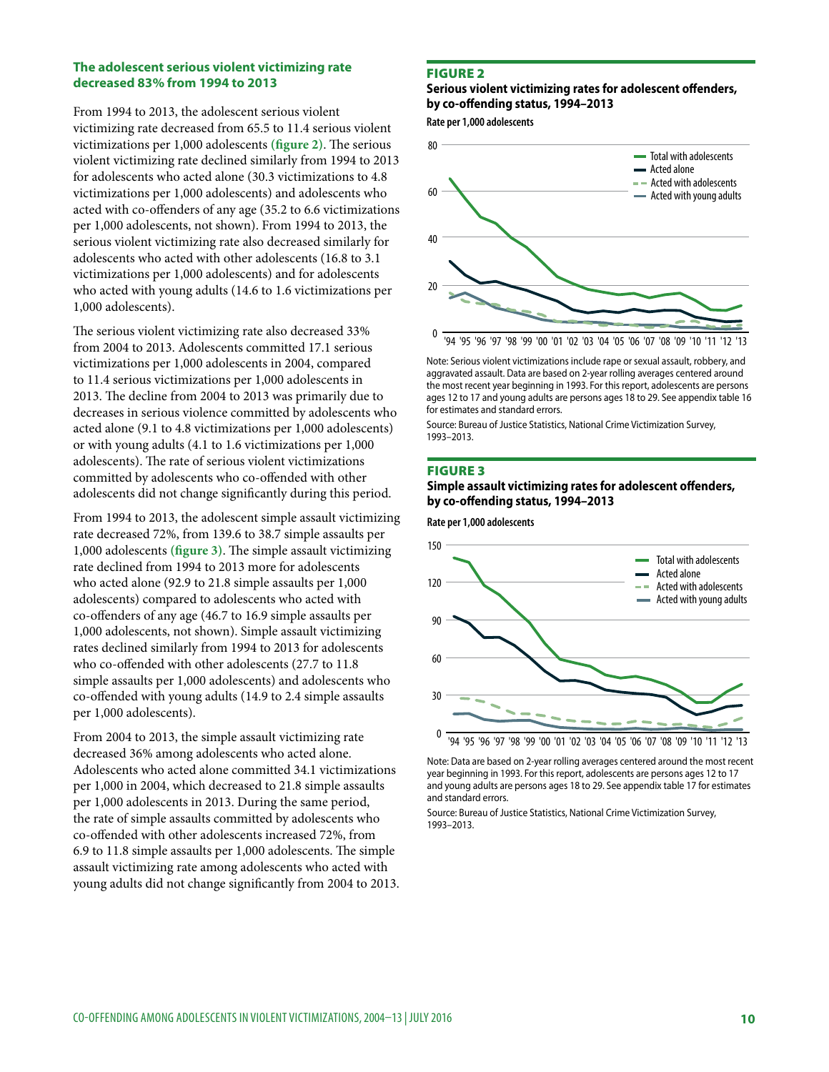### The adolescent serious violent victimizing rate decreased 83% from 1994 to 2013

From 1994 to 2013, the adolescent serious violent victimizing rate decreased from 65.5 to 11.4 serious violent victimizations per 1,000 adolescents **(figure 2)**. The serious violent victimizing rate declined similarly from 1994 to 2013 for adolescents who acted alone (30.3 victimizations to 4.8 victimizations per 1,000 adolescents) and adolescents who acted with co-offenders of any age (35.2 to 6.6 victimizations per 1,000 adolescents, not shown). From 1994 to 2013, the serious violent victimizing rate also decreased similarly for adolescents who acted with other adolescents (16.8 to 3.1 victimizations per 1,000 adolescents) and for adolescents who acted with young adults (14.6 to 1.6 victimizations per 1,000 adolescents).

The serious violent victimizing rate also decreased 33% from 2004 to 2013. Adolescents committed 17.1 serious victimizations per 1,000 adolescents in 2004, compared to 11.4 serious victimizations per 1,000 adolescents in 2013. The decline from 2004 to 2013 was primarily due to decreases in serious violence committed by adolescents who acted alone (9.1 to 4.8 victimizations per 1,000 adolescents) or with young adults (4.1 to 1.6 victimizations per 1,000 adolescents). The rate of serious violent victimizations committed by adolescents who co-offended with other adolescents did not change significantly during this period.

From 1994 to 2013, the adolescent simple assault victimizing rate decreased 72%, from 139.6 to 38.7 simple assaults per 1,000 adolescents **(figure 3)**. The simple assault victimizing rate declined from 1994 to 2013 more for adolescents who acted alone (92.9 to 21.8 simple assaults per 1,000 adolescents) compared to adolescents who acted with co-offenders of any age (46.7 to 16.9 simple assaults per 1,000 adolescents, not shown). Simple assault victimizing rates declined similarly from 1994 to 2013 for adolescents who co-offended with other adolescents (27.7 to 11.8 simple assaults per 1,000 adolescents) and adolescents who co-offended with young adults (14.9 to 2.4 simple assaults per 1,000 adolescents).

From 2004 to 2013, the simple assault victimizing rate decreased 36% among adolescents who acted alone. Adolescents who acted alone committed 34.1 victimizations per 1,000 in 2004, which decreased to 21.8 simple assaults per 1,000 adolescents in 2013. During the same period, the rate of simple assaults committed by adolescents who co-offended with other adolescents increased 72%, from 6.9 to 11.8 simple assaults per 1,000 adolescents. The simple assault victimizing rate among adolescents who acted with young adults did not change significantly from 2004 to 2013.

**FIGURE 2**

**Serious violent victimizing rates for adolescent offenders, by co-offending status, 1994–2013**

Note: Serious violent victimizations include rape or sexual assault, robbery, and aggravated assault. Data are based on 2-year rolling averages centered around the most recent year beginning in 1993. For this report, adolescents are persons ages 12 to 17 and young adults are persons ages 18 to 29. See appendix table 16 for estimates and standard errors.

Source: Bureau of Justice Statistics, National Crime Victimization Survey, 1993–2013.

**FIGURE 3**

**Simple assault victimizing rates for adolescent offenders, by co-offending status, 1994–2013**

Note: Data are based on 2-year rolling averages centered around the most recent year beginning in 1993. For this report, adolescents are persons ages 12 to 17 and young adults are persons ages 18 to 29. See appendix table 17 for estimates and standard errors.

Source: Bureau of Justice Statistics, National Crime Victimization Survey, 1993–2013.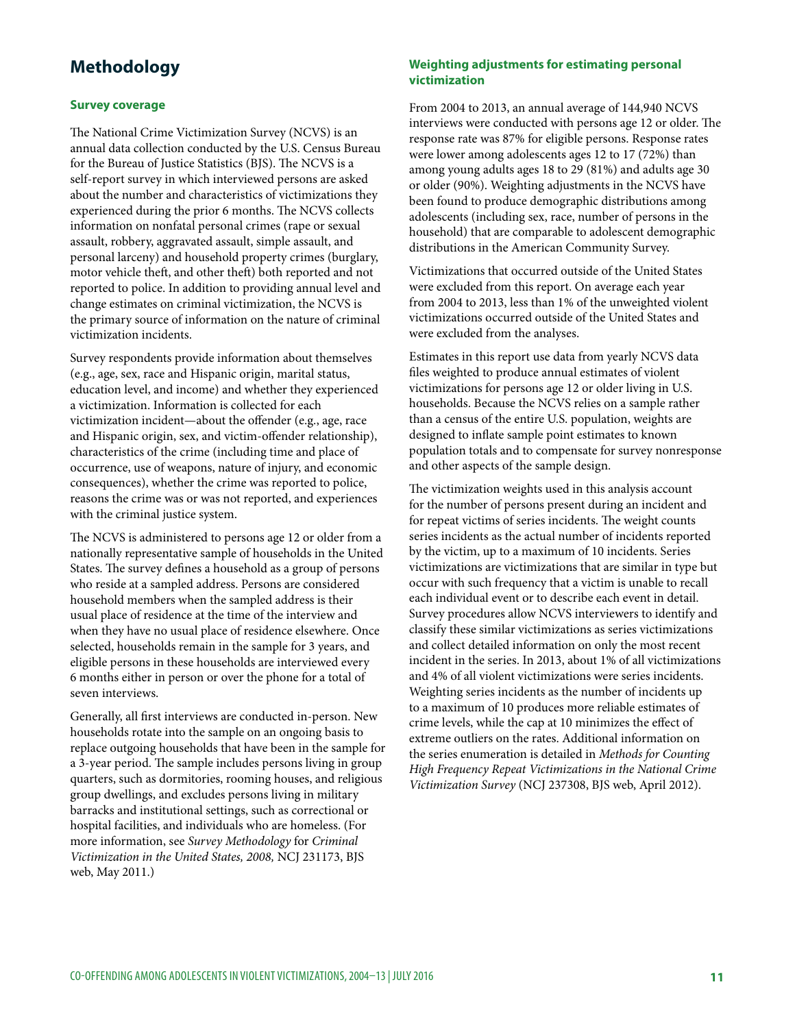## Methodology

### Survey coverage

The National Crime Victimization Survey (NCVS) is an annual data collection conducted by the U.S. Census Bureau for the Bureau of Justice Statistics (BJS). The NCVS is a self-report survey in which interviewed persons are asked about the number and characteristics of victimizations they experienced during the prior 6 months. The NCVS collects information on nonfatal personal crimes (rape or sexual assault, robbery, aggravated assault, simple assault, and personal larceny) and household property crimes (burglary, motor vehicle theft, and other theft) both reported and not reported to police. In addition to providing annual level and change estimates on criminal victimization, the NCVS is the primary source of information on the nature of criminal victimization incidents.

Survey respondents provide information about themselves (e.g., age, sex, race and Hispanic origin, marital status, education level, and income) and whether they experienced a victimization. Information is collected for each victimization incident—about the offender (e.g., age, race and Hispanic origin, sex, and victim-offender relationship), characteristics of the crime (including time and place of occurrence, use of weapons, nature of injury, and economic consequences), whether the crime was reported to police, reasons the crime was or was not reported, and experiences with the criminal justice system.

The NCVS is administered to persons age 12 or older from a nationally representative sample of households in the United States. The survey defines a household as a group of persons who reside at a sampled address. Persons are considered household members when the sampled address is their usual place of residence at the time of the interview and when they have no usual place of residence elsewhere. Once selected, households remain in the sample for 3 years, and eligible persons in these households are interviewed every 6 months either in person or over the phone for a total of seven interviews.

Generally, all first interviews are conducted in-person. New households rotate into the sample on an ongoing basis to replace outgoing households that have been in the sample for a 3-year period. The sample includes persons living in group quarters, such as dormitories, rooming houses, and religious group dwellings, and excludes persons living in military barracks and institutional settings, such as correctional or hospital facilities, and individuals who are homeless. (For more information, see *Survey Methodology* for *Criminal Victimization in the United States, 2008,* NCJ 231173, BJS web, May 2011.)

### Weighting adjustments for estimating personal victimization

From 2004 to 2013, an annual average of 144,940 NCVS interviews were conducted with persons age 12 or older. The response rate was 87% for eligible persons. Response rates were lower among adolescents ages 12 to 17 (72%) than among young adults ages 18 to 29 (81%) and adults age 30 or older (90%). Weighting adjustments in the NCVS have been found to produce demographic distributions among adolescents (including sex, race, number of persons in the household) that are comparable to adolescent demographic distributions in the American Community Survey.

Victimizations that occurred outside of the United States were excluded from this report. On average each year from 2004 to 2013, less than 1% of the unweighted violent victimizations occurred outside of the United States and were excluded from the analyses.

Estimates in this report use data from yearly NCVS data files weighted to produce annual estimates of violent victimizations for persons age 12 or older living in U.S. households. Because the NCVS relies on a sample rather than a census of the entire U.S. population, weights are designed to inflate sample point estimates to known population totals and to compensate for survey nonresponse and other aspects of the sample design.

The victimization weights used in this analysis account for the number of persons present during an incident and for repeat victims of series incidents. The weight counts series incidents as the actual number of incidents reported by the victim, up to a maximum of 10 incidents. Series victimizations are victimizations that are similar in type but occur with such frequency that a victim is unable to recall each individual event or to describe each event in detail. Survey procedures allow NCVS interviewers to identify and classify these similar victimizations as series victimizations and collect detailed information on only the most recent incident in the series. In 2013, about 1% of all victimizations and 4% of all violent victimizations were series incidents. Weighting series incidents as the number of incidents up to a maximum of 10 produces more reliable estimates of crime levels, while the cap at 10 minimizes the effect of extreme outliers on the rates. Additional information on the series enumeration is detailed in *Methods for Counting High Frequency Repeat Victimizations in the National Crime Victimization Survey* (NCJ 237308, BJS web, April 2012).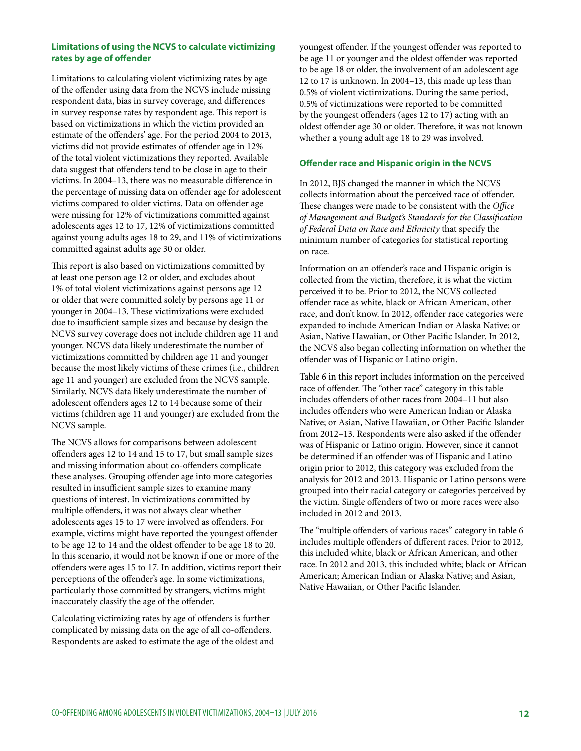### Limitations of using the NCVS to calculate victimizing rates by age of offender

Limitations to calculating violent victimizing rates by age of the offender using data from the NCVS include missing respondent data, bias in survey coverage, and differences in survey response rates by respondent age. This report is based on victimizations in which the victim provided an estimate of the offenders' age. For the period 2004 to 2013, victims did not provide estimates of offender age in 12% of the total violent victimizations they reported. Available data suggest that offenders tend to be close in age to their victims. In 2004–13, there was no measurable difference in the percentage of missing data on offender age for adolescent victims compared to older victims. Data on offender age were missing for 12% of victimizations committed against adolescents ages 12 to 17, 12% of victimizations committed against young adults ages 18 to 29, and 11% of victimizations committed against adults age 30 or older.

This report is also based on victimizations committed by at least one person age 12 or older, and excludes about 1% of total violent victimizations against persons age 12 or older that were committed solely by persons age 11 or younger in 2004–13. These victimizations were excluded due to insufficient sample sizes and because by design the NCVS survey coverage does not include children age 11 and younger. NCVS data likely underestimate the number of victimizations committed by children age 11 and younger because the most likely victims of these crimes (i.e., children age 11 and younger) are excluded from the NCVS sample. Similarly, NCVS data likely underestimate the number of adolescent offenders ages 12 to 14 because some of their victims (children age 11 and younger) are excluded from the NCVS sample.

The NCVS allows for comparisons between adolescent offenders ages 12 to 14 and 15 to 17, but small sample sizes and missing information about co-offenders complicate these analyses. Grouping offender age into more categories resulted in insufficient sample sizes to examine many questions of interest. In victimizations committed by multiple offenders, it was not always clear whether adolescents ages 15 to 17 were involved as offenders. For example, victims might have reported the youngest offender to be age 12 to 14 and the oldest offender to be age 18 to 20. In this scenario, it would not be known if one or more of the offenders were ages 15 to 17. In addition, victims report their perceptions of the offender's age. In some victimizations, particularly those committed by strangers, victims might inaccurately classify the age of the offender.

Calculating victimizing rates by age of offenders is further complicated by missing data on the age of all co-offenders. Respondents are asked to estimate the age of the oldest and youngest offender. If the youngest offender was reported to be age 11 or younger and the oldest offender was reported to be age 18 or older, the involvement of an adolescent age 12 to 17 is unknown. In 2004–13, this made up less than 0.5% of violent victimizations. During the same period, 0.5% of victimizations were reported to be committed by the youngest offenders (ages 12 to 17) acting with an oldest offender age 30 or older. Therefore, it was not known whether a young adult age 18 to 29 was involved.

### Offender race and Hispanic origin in the NCVS

In 2012, BJS changed the manner in which the NCVS collects information about the perceived race of offender. These changes were made to be consistent with the *Office of Management and Budget's Standards for the Classification of Federal Data on Race and Ethnicity* that specify the minimum number of categories for statistical reporting on race.

Information on an offender's race and Hispanic origin is collected from the victim, therefore, it is what the victim perceived it to be. Prior to 2012, the NCVS collected offender race as white, black or African American, other race, and don't know. In 2012, offender race categories were expanded to include American Indian or Alaska Native; or Asian, Native Hawaiian, or Other Pacific Islander. In 2012, the NCVS also began collecting information on whether the offender was of Hispanic or Latino origin.

Table 6 in this report includes information on the perceived race of offender. The "other race" category in this table includes offenders of other races from 2004–11 but also includes offenders who were American Indian or Alaska Native; or Asian, Native Hawaiian, or Other Pacific Islander from 2012–13. Respondents were also asked if the offender was of Hispanic or Latino origin. However, since it cannot be determined if an offender was of Hispanic and Latino origin prior to 2012, this category was excluded from the analysis for 2012 and 2013. Hispanic or Latino persons were grouped into their racial category or categories perceived by the victim. Single offenders of two or more races were also included in 2012 and 2013.

The "multiple offenders of various races" category in table 6 includes multiple offenders of different races. Prior to 2012, this included white, black or African American, and other race. In 2012 and 2013, this included white; black or African American; American Indian or Alaska Native; and Asian, Native Hawaiian, or Other Pacific Islander.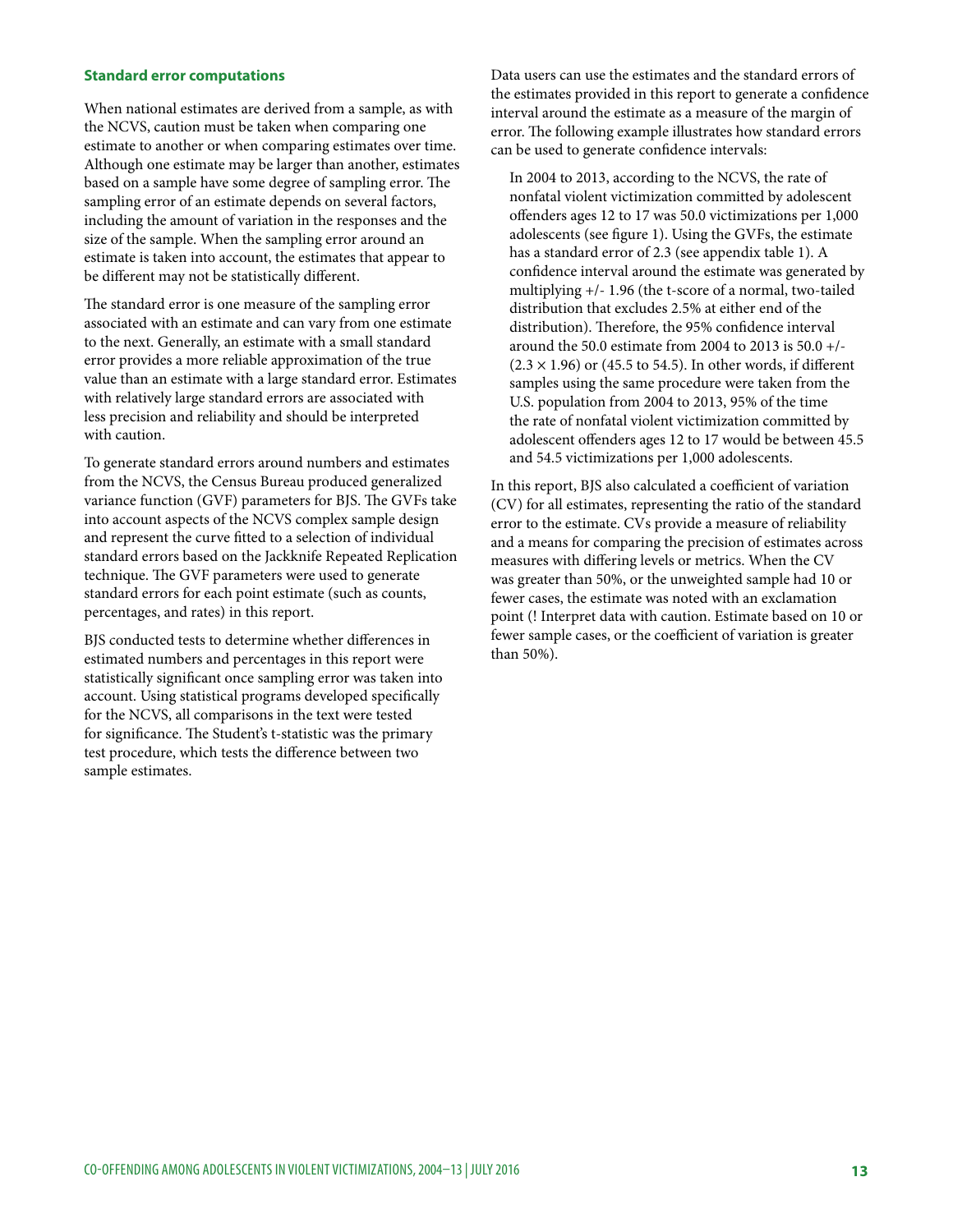### Standard error computations

When national estimates are derived from a sample, as with the NCVS, caution must be taken when comparing one estimate to another or when comparing estimates over time. Although one estimate may be larger than another, estimates based on a sample have some degree of sampling error. The sampling error of an estimate depends on several factors, including the amount of variation in the responses and the size of the sample. When the sampling error around an estimate is taken into account, the estimates that appear to be different may not be statistically different.

The standard error is one measure of the sampling error associated with an estimate and can vary from one estimate to the next. Generally, an estimate with a small standard error provides a more reliable approximation of the true value than an estimate with a large standard error. Estimates with relatively large standard errors are associated with less precision and reliability and should be interpreted with caution.

To generate standard errors around numbers and estimates from the NCVS, the Census Bureau produced generalized variance function (GVF) parameters for BJS. The GVFs take into account aspects of the NCVS complex sample design and represent the curve fitted to a selection of individual standard errors based on the Jackknife Repeated Replication technique. The GVF parameters were used to generate standard errors for each point estimate (such as counts, percentages, and rates) in this report.

BJS conducted tests to determine whether differences in estimated numbers and percentages in this report were statistically significant once sampling error was taken into account. Using statistical programs developed specifically for the NCVS, all comparisons in the text were tested for significance. The Student's t-statistic was the primary test procedure, which tests the difference between two sample estimates.

Data users can use the estimates and the standard errors of the estimates provided in this report to generate a confidence interval around the estimate as a measure of the margin of error. The following example illustrates how standard errors can be used to generate confidence intervals:

> In 2004 to 2013, according to the NCVS, the rate of nonfatal violent victimization committed by adolescent offenders ages 12 to 17 was 50.0 victimizations per 1,000 adolescents (see figure 1). Using the GVFs, the estimate has a standard error of 2.3 (see appendix table 1). A confidence interval around the estimate was generated by multiplying +/- 1.96 (the t-score of a normal, two-tailed distribution that excludes 2.5% at either end of the distribution). Therefore, the 95% confidence interval around the 50.0 estimate from 2004 to 2013 is 50.0 +/- ($2.3 \times 1.96$) or (45.5 to 54.5). In other words, if different samples using the same procedure were taken from the U.S. population from 2004 to 2013, 95% of the time the rate of nonfatal violent victimization committed by adolescent offenders ages 12 to 17 would be between 45.5 and 54.5 victimizations per 1,000 adolescents.

In this report, BJS also calculated a coefficient of variation (CV) for all estimates, representing the ratio of the standard error to the estimate. CVs provide a measure of reliability and a means for comparing the precision of estimates across measures with differing levels or metrics. When the CV was greater than 50%, or the unweighted sample had 10 or fewer cases, the estimate was noted with an exclamation point (! Interpret data with caution. Estimate based on 10 or fewer sample cases, or the coefficient of variation is greater than 50%).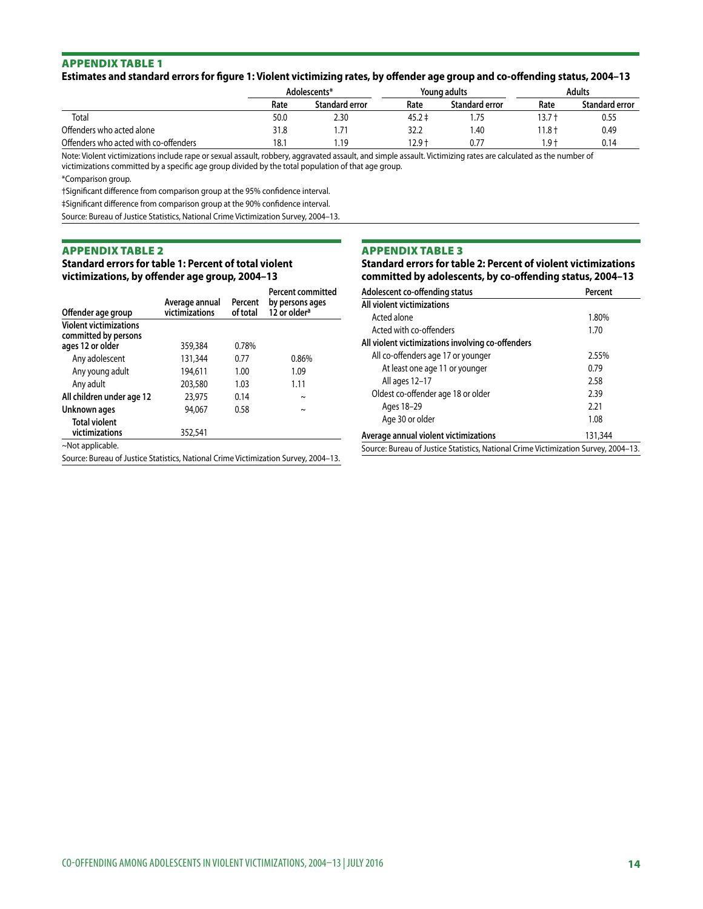## APPENDIX TABLE 1

**Estimates and standard errors for figure 1: Violent victimizing rates, by offender age group and co-offending status, 2004–13**

| | Adolescents* | | Young adults | | Adults | |
|---|---|---|---|---|---|---|
| | Rate | Standard error | Rate | Standard error | Rate | Standard error |
| Total | 50.0 | 2.30 | 45.2 ‡ | 1.75 | 13.7 † | 0.55 |
| Offenders who acted alone | 31.8 | 1.71 | 32.2 | 1.40 | 11.8 † | 0.49 |
| Offenders who acted with co-offenders | 18.1 | 1.19 | 12.9 † | 0.77 | 1.9 † | 0.14 |

Note: Violent victimizations include rape or sexual assault, robbery, aggravated assault, and simple assault. Victimizing rates are calculated as the number of victimizations committed by a specific age group divided by the total population of that age group.

*Comparison group.

†Significant difference from comparison group at the 95% confidence interval.

‡Significant difference from comparison group at the 90% confidence interval.

Source: Bureau of Justice Statistics, National Crime Victimization Survey, 2004–13.

## APPENDIX TABLE 2

**Standard errors for table 1: Percent of total violent victimizations, by offender age group, 2004–13**

| Offender age group | Average annual victimizations | Percent of total | Percent committed by persons ages 12 or older[a] |
|---|---|---|---|
| **Violent victimizations committed by persons ages 12 or older** | 359,384 | 0.78% | |
| Any adolescent | 131,344 | 0.77 | 0.86% |
| Any young adult | 194,611 | 1.00 | 1.09 |
| Any adult | 203,580 | 1.03 | 1.11 |
| **All children under age 12** | 23,975 | 0.14 | ~ |
| **Unknown ages** | 94,067 | 0.58 | ~ |
| **Total violent victimizations** | 352,541 | | |

~Not applicable.

Source: Bureau of Justice Statistics, National Crime Victimization Survey, 2004–13.

## APPENDIX TABLE 3

**Standard errors for table 2: Percent of violent victimizations committed by adolescents, by co-offending status, 2004–13**

| Adolescent co-offending status | Percent |
|---|---|
| **All violent victimizations** | |
| Acted alone | 1.80% |
| Acted with co-offenders | 1.70 |
| **All violent victimizations involving co-offenders** | |
| All co-offenders age 17 or younger | 2.55% |
| At least one age 11 or younger | 0.79 |
| All ages 12–17 | 2.58 |
| Oldest co-offender age 18 or older | 2.39 |
| Ages 18–29 | 2.21 |
| Age 30 or older | 1.08 |
| **Average annual violent victimizations** | 131,344 |

Source: Bureau of Justice Statistics, National Crime Victimization Survey, 2004–13.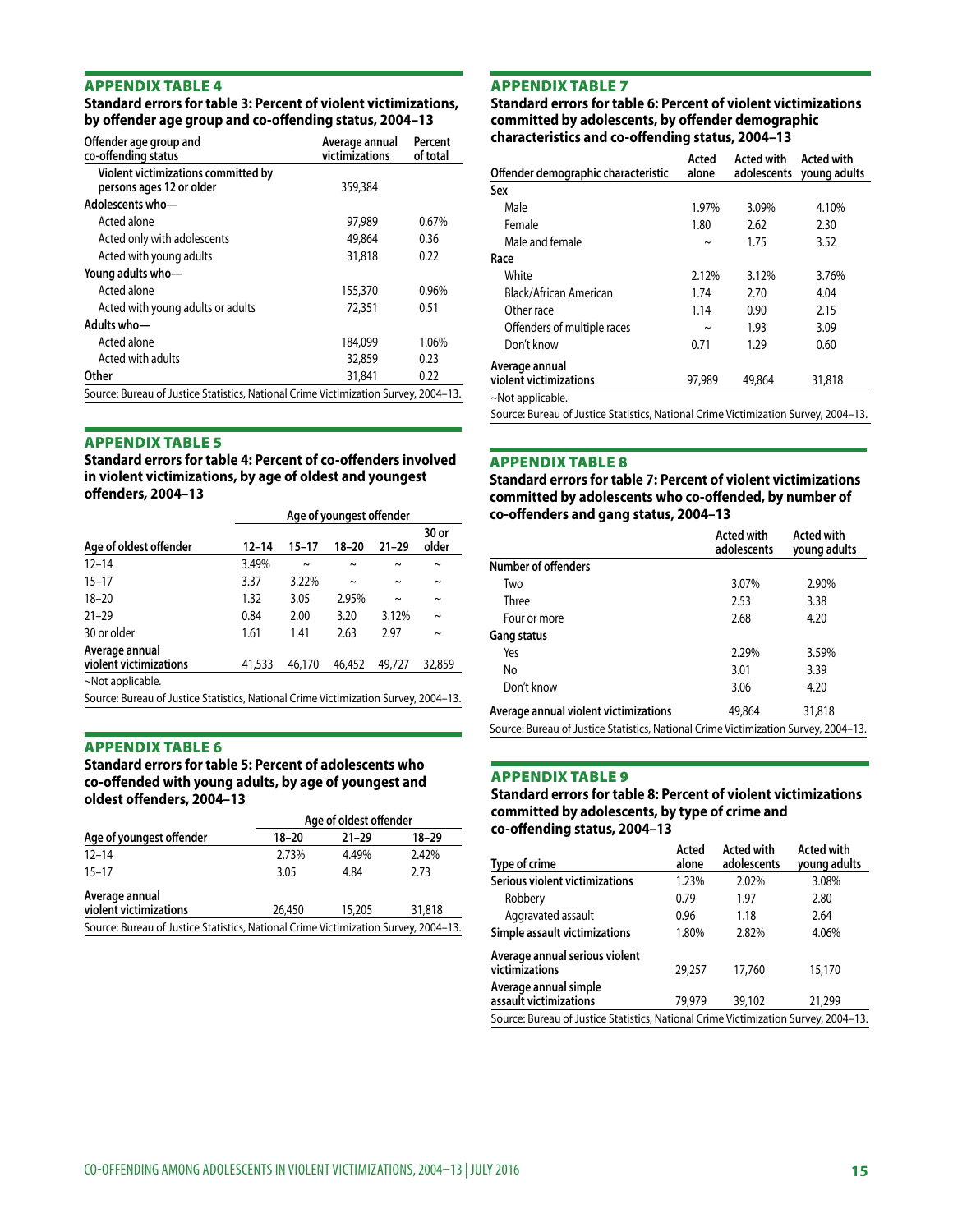## APPENDIX TABLE 4

**Standard errors for table 3: Percent of violent victimizations, by offender age group and co-offending status, 2004–13**

| Offender age group and co-offending status | Average annual victimizations | Percent of total |
|---|---|---|
| Violent victimizations committed by persons ages 12 or older | 359,384 | |
| Adolescents who— | | |
| Acted alone | 97,989 | 0.67% |
| Acted only with adolescents | 49,864 | 0.36 |
| Acted with young adults | 31,818 | 0.22 |
| Young adults who— | | |
| Acted alone | 155,370 | 0.96% |
| Acted with young adults or adults | 72,351 | 0.51 |
| Adults who— | | |
| Acted alone | 184,099 | 1.06% |
| Acted with adults | 32,859 | 0.23 |
| Other | 31,841 | 0.22 |

Source: Bureau of Justice Statistics, National Crime Victimization Survey, 2004–13.

## APPENDIX TABLE 5

**Standard errors for table 4: Percent of co-offenders involved in violent victimizations, by age of oldest and youngest offenders, 2004–13**

| | Age of youngest offender | | | | |
|---|---|---|---|---|---|
| Age of oldest offender | 12–14 | 15–17 | 18–20 | 21–29 | 30 or older |
| 12–14 | 3.49% | ~ | ~ | ~ | ~ |
| 15–17 | 3.37 | 3.22% | ~ | ~ | ~ |
| 18–20 | 1.32 | 3.05 | 2.95% | ~ | ~ |
| 21–29 | 0.84 | 2.00 | 3.20 | 3.12% | ~ |
| 30 or older | 1.61 | 1.41 | 2.63 | 2.97 | ~ |
| Average annual violent victimizations | 41,533 | 46,170 | 46,452 | 49,727 | 32,859 |

~Not applicable.

Source: Bureau of Justice Statistics, National Crime Victimization Survey, 2004–13.

## APPENDIX TABLE 6

**Standard errors for table 5: Percent of adolescents who co-offended with young adults, by age of youngest and oldest offenders, 2004–13**

| | Age of oldest offender | | |
|---|---|---|---|
| Age of youngest offender | 18–20 | 21–29 | 18–29 |
| 12–14 | 2.73% | 4.49% | 2.42% |
| 15–17 | 3.05 | 4.84 | 2.73 |
| Average annual violent victimizations | 26,450 | 15,205 | 31,818 |

Source: Bureau of Justice Statistics, National Crime Victimization Survey, 2004–13.

## APPENDIX TABLE 7

**Standard errors for table 6: Percent of violent victimizations committed by adolescents, by offender demographic characteristics and co-offending status, 2004–13**

| Offender demographic characteristic | Acted alone | Acted with adolescents | Acted with young adults |
|---|---|---|---|
| Sex | | | |
| Male | 1.97% | 3.09% | 4.10% |
| Female | 1.80 | 2.62 | 2.30 |
| Male and female | ~ | 1.75 | 3.52 |
| Race | | | |
| White | 2.12% | 3.12% | 3.76% |
| Black/African American | 1.74 | 2.70 | 4.04 |
| Other race | 1.14 | 0.90 | 2.15 |
| Offenders of multiple races | ~ | 1.93 | 3.09 |
| Don't know | 0.71 | 1.29 | 0.60 |
| Average annual violent victimizations | 97,989 | 49,864 | 31,818 |

~Not applicable.

Source: Bureau of Justice Statistics, National Crime Victimization Survey, 2004–13.

## APPENDIX TABLE 8

**Standard errors for table 7: Percent of violent victimizations committed by adolescents who co-offended, by number of co-offenders and gang status, 2004–13**

| | Acted with adolescents | Acted with young adults |
|---|---|---|
| Number of offenders | | |
| Two | 3.07% | 2.90% |
| Three | 2.53 | 3.38 |
| Four or more | 2.68 | 4.20 |
| Gang status | | |
| Yes | 2.29% | 3.59% |
| No | 3.01 | 3.39 |
| Don't know | 3.06 | 4.20 |
| Average annual violent victimizations | 49,864 | 31,818 |

Source: Bureau of Justice Statistics, National Crime Victimization Survey, 2004–13.

## APPENDIX TABLE 9

**Standard errors for table 8: Percent of violent victimizations committed by adolescents, by type of crime and co-offending status, 2004–13**

| Type of crime | Acted alone | Acted with adolescents | Acted with young adults |
|---|---|---|---|
| Serious violent victimizations | 1.23% | 2.02% | 3.08% |
| Robbery | 0.79 | 1.97 | 2.80 |
| Aggravated assault | 0.96 | 1.18 | 2.64 |
| Simple assault victimizations | 1.80% | 2.82% | 4.06% |
| Average annual serious violent victimizations | 29,257 | 17,760 | 15,170 |
| Average annual simple assault victimizations | 79,979 | 39,102 | 21,299 |

Source: Bureau of Justice Statistics, National Crime Victimization Survey, 2004–13.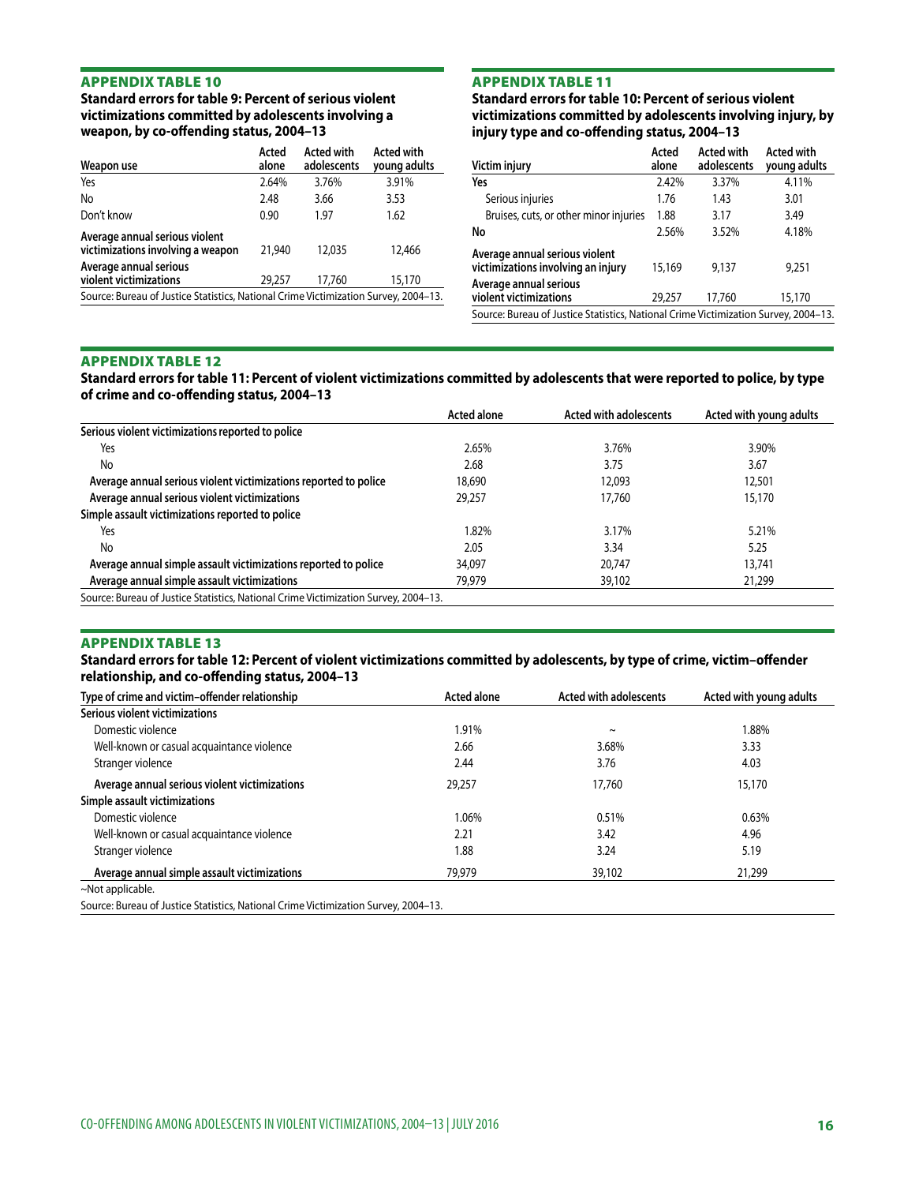## APPENDIX TABLE 10

**Standard errors for table 9: Percent of serious violent victimizations committed by adolescents involving a weapon, by co-offending status, 2004–13**

| Weapon use | Acted alone | Acted with adolescents | Acted with young adults |
|---|---|---|---|
| Yes | 2.64% | 3.76% | 3.91% |
| No | 2.48 | 3.66 | 3.53 |
| Don't know | 0.90 | 1.97 | 1.62 |
| Average annual serious violent victimizations involving a weapon | 21,940 | 12,035 | 12,466 |
| Average annual serious violent victimizations | 29,257 | 17,760 | 15,170 |

Source: Bureau of Justice Statistics, National Crime Victimization Survey, 2004–13.

## APPENDIX TABLE 11

**Standard errors for table 10: Percent of serious violent victimizations committed by adolescents involving injury, by injury type and co-offending status, 2004–13**

| Victim injury | Acted alone | Acted with adolescents | Acted with young adults |
|---|---|---|---|
| **Yes** | 2.42% | 3.37% | 4.11% |
| Serious injuries | 1.76 | 1.43 | 3.01 |
| Bruises, cuts, or other minor injuries | 1.88 | 3.17 | 3.49 |
| **No** | 2.56% | 3.52% | 4.18% |
| Average annual serious violent victimizations involving an injury | 15,169 | 9,137 | 9,251 |
| Average annual serious violent victimizations | 29,257 | 17,760 | 15,170 |

Source: Bureau of Justice Statistics, National Crime Victimization Survey, 2004–13.

## APPENDIX TABLE 12

**Standard errors for table 11: Percent of violent victimizations committed by adolescents that were reported to police, by type of crime and co-offending status, 2004–13**

| | Acted alone | Acted with adolescents | Acted with young adults |
|---|---|---|---|
| **Serious violent victimizations reported to police** | | | |
| Yes | 2.65% | 3.76% | 3.90% |
| No | 2.68 | 3.75 | 3.67 |
| **Average annual serious violent victimizations reported to police** | 18,690 | 12,093 | 12,501 |
| **Average annual serious violent victimizations** | 29,257 | 17,760 | 15,170 |
| **Simple assault victimizations reported to police** | | | |
| Yes | 1.82% | 3.17% | 5.21% |
| No | 2.05 | 3.34 | 5.25 |
| **Average annual simple assault victimizations reported to police** | 34,097 | 20,747 | 13,741 |
| **Average annual simple assault victimizations** | 79,979 | 39,102 | 21,299 |

Source: Bureau of Justice Statistics, National Crime Victimization Survey, 2004–13.

## APPENDIX TABLE 13

**Standard errors for table 12: Percent of violent victimizations committed by adolescents, by type of crime, victim–offender relationship, and co-offending status, 2004–13**

| Type of crime and victim–offender relationship | Acted alone | Acted with adolescents | Acted with young adults |
|---|---|---|---|
| **Serious violent victimizations** | | | |
| Domestic violence | 1.91% | ~ | 1.88% |
| Well-known or casual acquaintance violence | 2.66 | 3.68% | 3.33 |
| Stranger violence | 2.44 | 3.76 | 4.03 |
| **Average annual serious violent victimizations** | 29,257 | 17,760 | 15,170 |
| **Simple assault victimizations** | | | |
| Domestic violence | 1.06% | 0.51% | 0.63% |
| Well-known or casual acquaintance violence | 2.21 | 3.42 | 4.96 |
| Stranger violence | 1.88 | 3.24 | 5.19 |
| **Average annual simple assault victimizations** | 79,979 | 39,102 | 21,299 |

~Not applicable.

Source: Bureau of Justice Statistics, National Crime Victimization Survey, 2004–13.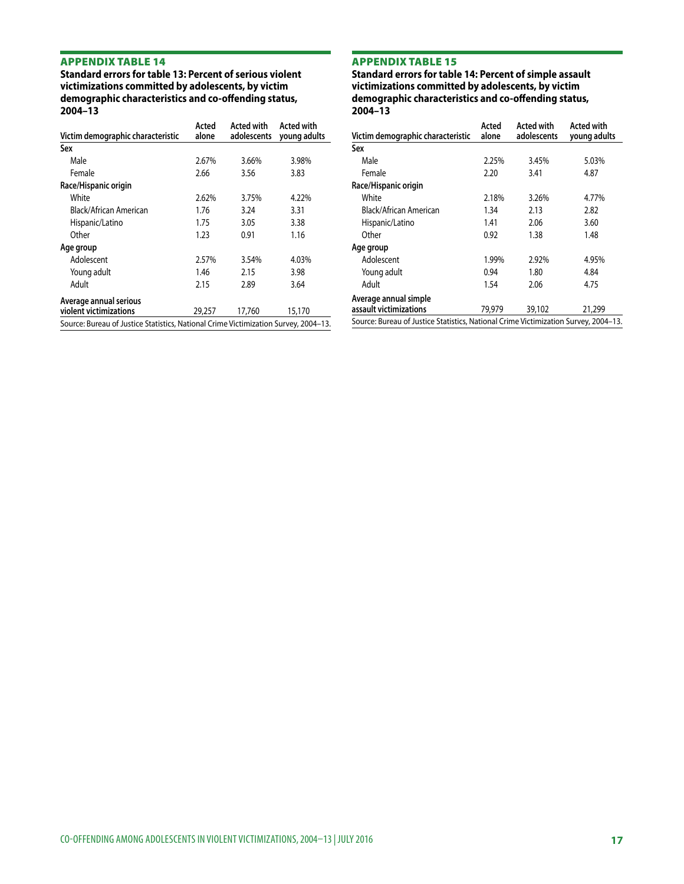## APPENDIX TABLE 14

**Standard errors for table 13: Percent of serious violent victimizations committed by adolescents, by victim demographic characteristics and co-offending status, 2004–13**

| Victim demographic characteristic | Acted alone | Acted with adolescents | Acted with young adults |
|---|---|---|---|
| **Sex** | | | |
| Male | 2.67% | 3.66% | 3.98% |
| Female | 2.66 | 3.56 | 3.83 |
| **Race/Hispanic origin** | | | |
| White | 2.62% | 3.75% | 4.22% |
| Black/African American | 1.76 | 3.24 | 3.31 |
| Hispanic/Latino | 1.75 | 3.05 | 3.38 |
| Other | 1.23 | 0.91 | 1.16 |
| **Age group** | | | |
| Adolescent | 2.57% | 3.54% | 4.03% |
| Young adult | 1.46 | 2.15 | 3.98 |
| Adult | 2.15 | 2.89 | 3.64 |
| **Average annual serious violent victimizations** | 29,257 | 17,760 | 15,170 |

Source: Bureau of Justice Statistics, National Crime Victimization Survey, 2004–13.

## APPENDIX TABLE 15

**Standard errors for table 14: Percent of simple assault victimizations committed by adolescents, by victim demographic characteristics and co-offending status, 2004–13**

| Victim demographic characteristic | Acted alone | Acted with adolescents | Acted with young adults |
|---|---|---|---|
| **Sex** | | | |
| Male | 2.25% | 3.45% | 5.03% |
| Female | 2.20 | 3.41 | 4.87 |
| **Race/Hispanic origin** | | | |
| White | 2.18% | 3.26% | 4.77% |
| Black/African American | 1.34 | 2.13 | 2.82 |
| Hispanic/Latino | 1.41 | 2.06 | 3.60 |
| Other | 0.92 | 1.38 | 1.48 |
| **Age group** | | | |
| Adolescent | 1.99% | 2.92% | 4.95% |
| Young adult | 0.94 | 1.80 | 4.84 |
| Adult | 1.54 | 2.06 | 4.75 |
| **Average annual simple assault victimizations** | 79,979 | 39,102 | 21,299 |

Source: Bureau of Justice Statistics, National Crime Victimization Survey, 2004–13.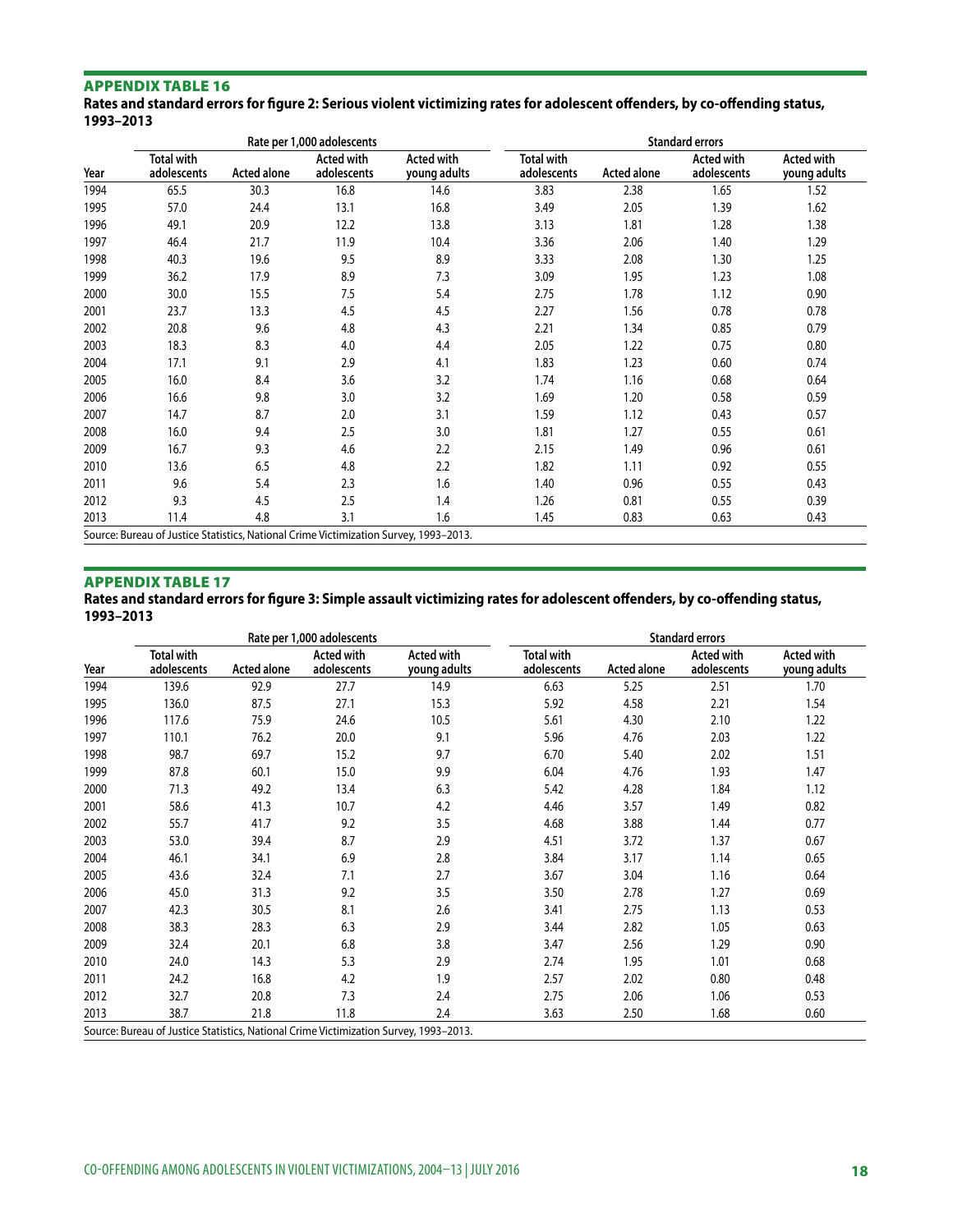## APPENDIX TABLE 16

**Rates and standard errors for figure 2: Serious violent victimizing rates for adolescent offenders, by co-offending status, 1993–2013**

| | Rate per 1,000 adolescents | | | | Standard errors | | | |
|---|---|---|---|---|---|---|---|---|
| Year | Total with adolescents | Acted alone | Acted with adolescents | Acted with young adults | Total with adolescents | Acted alone | Acted with adolescents | Acted with young adults |
| 1994 | 65.5 | 30.3 | 16.8 | 14.6 | 3.83 | 2.38 | 1.65 | 1.52 |
| 1995 | 57.0 | 24.4 | 13.1 | 16.8 | 3.49 | 2.05 | 1.39 | 1.62 |
| 1996 | 49.1 | 20.9 | 12.2 | 13.8 | 3.13 | 1.81 | 1.28 | 1.38 |
| 1997 | 46.4 | 21.7 | 11.9 | 10.4 | 3.36 | 2.06 | 1.40 | 1.29 |
| 1998 | 40.3 | 19.6 | 9.5 | 8.9 | 3.33 | 2.08 | 1.30 | 1.25 |
| 1999 | 36.2 | 17.9 | 8.9 | 7.3 | 3.09 | 1.95 | 1.23 | 1.08 |
| 2000 | 30.0 | 15.5 | 7.5 | 5.4 | 2.75 | 1.78 | 1.12 | 0.90 |
| 2001 | 23.7 | 13.3 | 4.5 | 4.5 | 2.27 | 1.56 | 0.78 | 0.78 |
| 2002 | 20.8 | 9.6 | 4.8 | 4.3 | 2.21 | 1.34 | 0.85 | 0.79 |
| 2003 | 18.3 | 8.3 | 4.0 | 4.4 | 2.05 | 1.22 | 0.75 | 0.80 |
| 2004 | 17.1 | 9.1 | 2.9 | 4.1 | 1.83 | 1.23 | 0.60 | 0.74 |
| 2005 | 16.0 | 8.4 | 3.6 | 3.2 | 1.74 | 1.16 | 0.68 | 0.64 |
| 2006 | 16.6 | 9.8 | 3.0 | 3.2 | 1.69 | 1.20 | 0.58 | 0.59 |
| 2007 | 14.7 | 8.7 | 2.0 | 3.1 | 1.59 | 1.12 | 0.43 | 0.57 |
| 2008 | 16.0 | 9.4 | 2.5 | 3.0 | 1.81 | 1.27 | 0.55 | 0.61 |
| 2009 | 16.7 | 9.3 | 4.6 | 2.2 | 2.15 | 1.49 | 0.96 | 0.61 |
| 2010 | 13.6 | 6.5 | 4.8 | 2.2 | 1.82 | 1.11 | 0.92 | 0.55 |
| 2011 | 9.6 | 5.4 | 2.3 | 1.6 | 1.40 | 0.96 | 0.55 | 0.43 |
| 2012 | 9.3 | 4.5 | 2.5 | 1.4 | 1.26 | 0.81 | 0.55 | 0.39 |
| 2013 | 11.4 | 4.8 | 3.1 | 1.6 | 1.45 | 0.83 | 0.63 | 0.43 |

Source: Bureau of Justice Statistics, National Crime Victimization Survey, 1993–2013.

## APPENDIX TABLE 17

**Rates and standard errors for figure 3: Simple assault victimizing rates for adolescent offenders, by co-offending status, 1993–2013**

| | Rate per 1,000 adolescents | | | | Standard errors | | | |
|---|---|---|---|---|---|---|---|---|
| Year | Total with adolescents | Acted alone | Acted with adolescents | Acted with young adults | Total with adolescents | Acted alone | Acted with adolescents | Acted with young adults |
| 1994 | 139.6 | 92.9 | 27.7 | 14.9 | 6.63 | 5.25 | 2.51 | 1.70 |
| 1995 | 136.0 | 87.5 | 27.1 | 15.3 | 5.92 | 4.58 | 2.21 | 1.54 |
| 1996 | 117.6 | 75.9 | 24.6 | 10.5 | 5.61 | 4.30 | 2.10 | 1.22 |
| 1997 | 110.1 | 76.2 | 20.0 | 9.1 | 5.96 | 4.76 | 2.03 | 1.22 |
| 1998 | 98.7 | 69.7 | 15.2 | 9.7 | 6.70 | 5.40 | 2.02 | 1.51 |
| 1999 | 87.8 | 60.1 | 15.0 | 9.9 | 6.04 | 4.76 | 1.93 | 1.47 |
| 2000 | 71.3 | 49.2 | 13.4 | 6.3 | 5.42 | 4.28 | 1.84 | 1.12 |
| 2001 | 58.6 | 41.3 | 10.7 | 4.2 | 4.46 | 3.57 | 1.49 | 0.82 |
| 2002 | 55.7 | 41.7 | 9.2 | 3.5 | 4.68 | 3.88 | 1.44 | 0.77 |
| 2003 | 53.0 | 39.4 | 8.7 | 2.9 | 4.51 | 3.72 | 1.37 | 0.67 |
| 2004 | 46.1 | 34.1 | 6.9 | 2.8 | 3.84 | 3.17 | 1.14 | 0.65 |
| 2005 | 43.6 | 32.4 | 7.1 | 2.7 | 3.67 | 3.04 | 1.16 | 0.64 |
| 2006 | 45.0 | 31.3 | 9.2 | 3.5 | 3.50 | 2.78 | 1.27 | 0.69 |
| 2007 | 42.3 | 30.5 | 8.1 | 2.6 | 3.41 | 2.75 | 1.13 | 0.53 |
| 2008 | 38.3 | 28.3 | 6.3 | 2.9 | 3.44 | 2.82 | 1.05 | 0.63 |
| 2009 | 32.4 | 20.1 | 6.8 | 3.8 | 3.47 | 2.56 | 1.29 | 0.90 |
| 2010 | 24.0 | 14.3 | 5.3 | 2.9 | 2.74 | 1.95 | 1.01 | 0.68 |
| 2011 | 24.2 | 16.8 | 4.2 | 1.9 | 2.57 | 2.02 | 0.80 | 0.48 |
| 2012 | 32.7 | 20.8 | 7.3 | 2.4 | 2.75 | 2.06 | 1.06 | 0.53 |
| 2013 | 38.7 | 21.8 | 11.8 | 2.4 | 3.63 | 2.50 | 1.68 | 0.60 |

Source: Bureau of Justice Statistics, National Crime Victimization Survey, 1993–2013.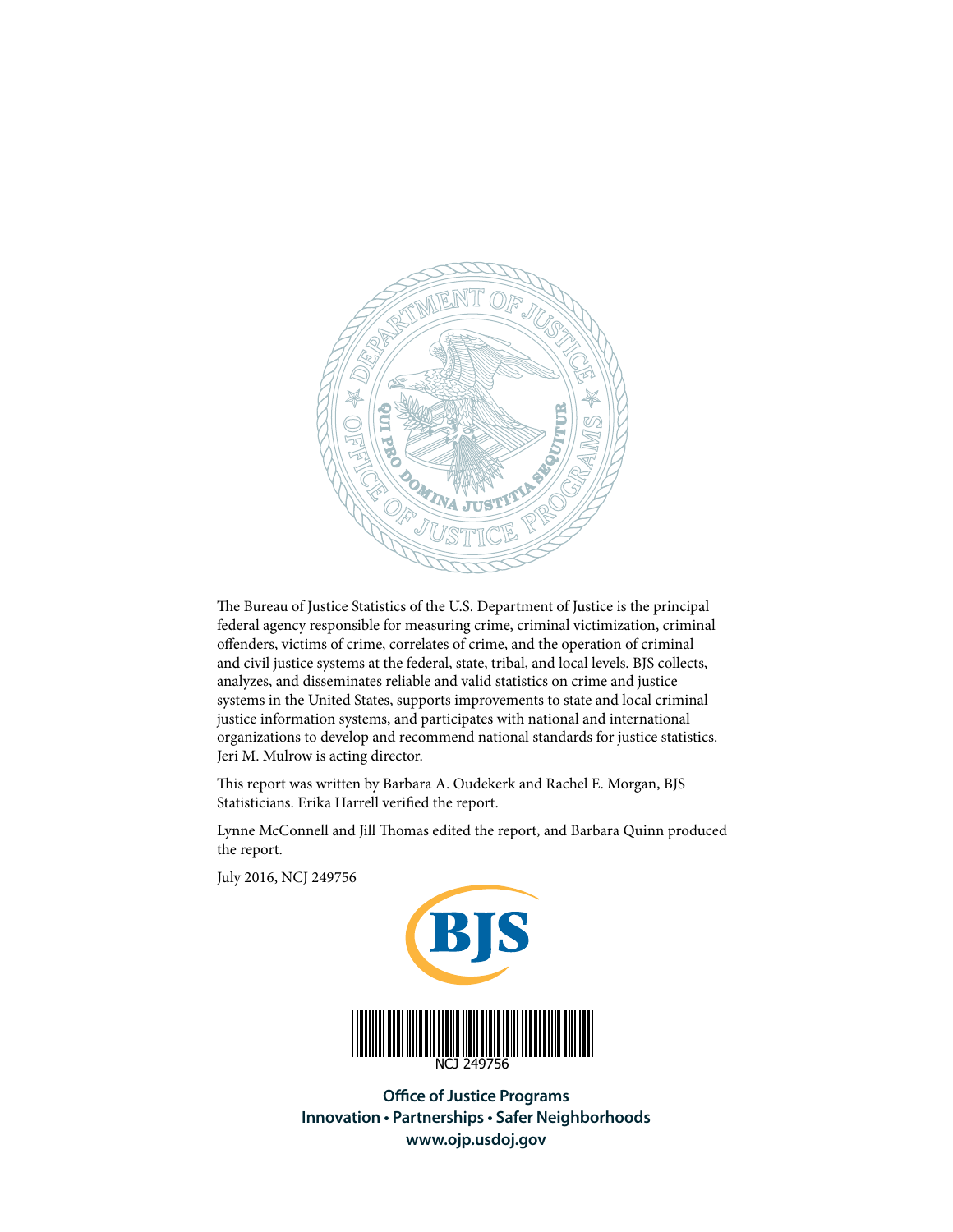The Bureau of Justice Statistics of the U.S. Department of Justice is the principal federal agency responsible for measuring crime, criminal victimization, criminal offenders, victims of crime, correlates of crime, and the operation of criminal and civil justice systems at the federal, state, tribal, and local levels. BJS collects, analyzes, and disseminates reliable and valid statistics on crime and justice systems in the United States, supports improvements to state and local criminal justice information systems, and participates with national and international organizations to develop and recommend national standards for justice statistics. Jeri M. Mulrow is acting director.

This report was written by Barbara A. Oudekerk and Rachel E. Morgan, BJS Statisticians. Erika Harrell verified the report.

Lynne McConnell and Jill Thomas edited the report, and Barbara Quinn produced the report.

July 2016, NCJ 249756

NCJ 249756

**Office of Justice Programs**
**Innovation • Partnerships • Safer Neighborhoods**
**www.ojp.usdoj.gov**